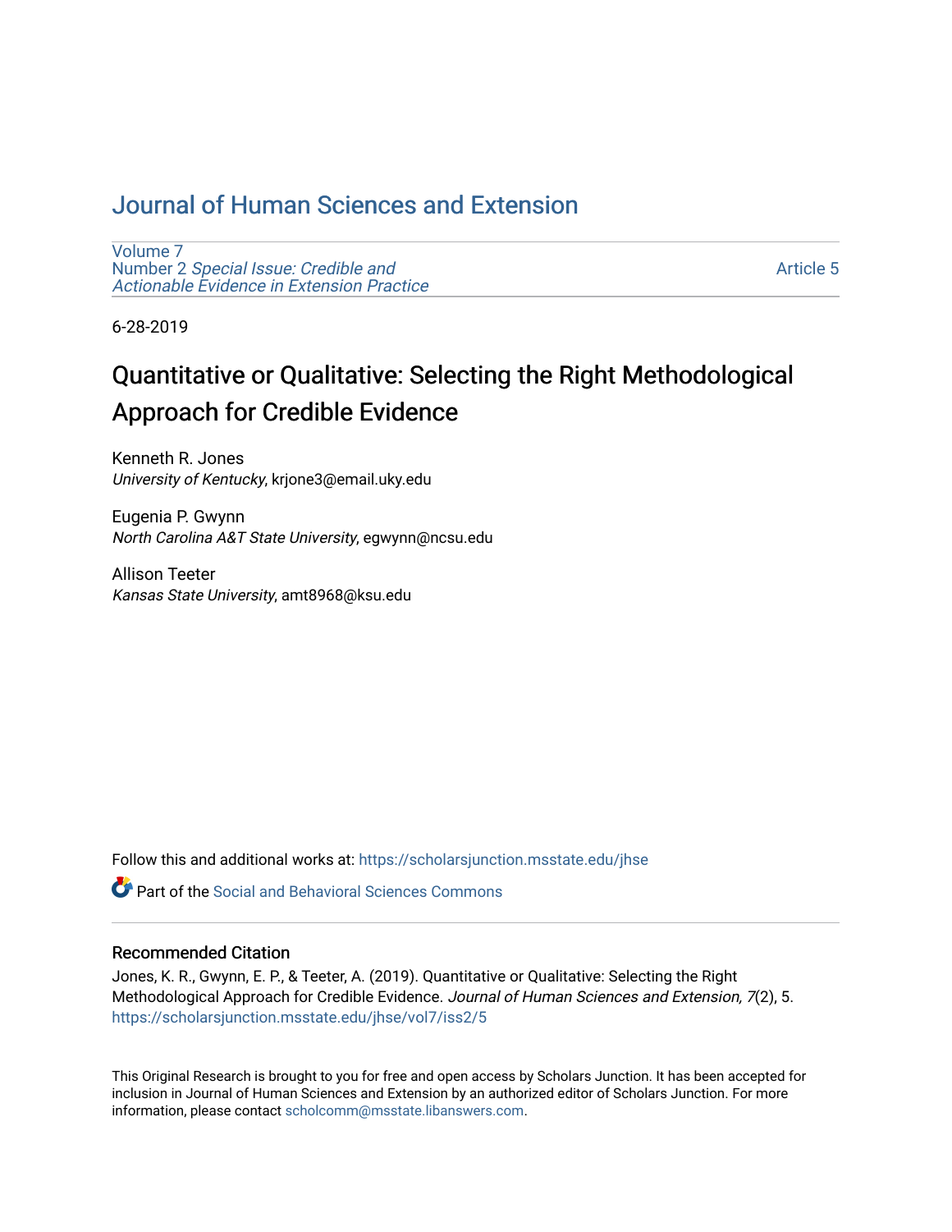# Journal of Human Sciences and Extension

Volume 7
Number 2 *Special Issue: Credible and Actionable Evidence in Extension Practice*

Article 5

6-28-2019

## Quantitative or Qualitative: Selecting the Right Methodological Approach for Credible Evidence

Kenneth R. Jones
*University of Kentucky*, krjone3@email.uky.edu

Eugenia P. Gwynn
*North Carolina A&T State University*, egwynn@ncsu.edu

Allison Teeter
*Kansas State University*, amt8968@ksu.edu

Follow this and additional works at: https://scholarsjunction.msstate.edu/jhse

Part of the Social and Behavioral Sciences Commons

### Recommended Citation

Jones, K. R., Gwynn, E. P., & Teeter, A. (2019). Quantitative or Qualitative: Selecting the Right Methodological Approach for Credible Evidence. *Journal of Human Sciences and Extension, 7*(2), 5. https://scholarsjunction.msstate.edu/jhse/vol7/iss2/5

This Original Research is brought to you for free and open access by Scholars Junction. It has been accepted for inclusion in Journal of Human Sciences and Extension by an authorized editor of Scholars Junction. For more information, please contact scholcomm@msstate.libanswers.com.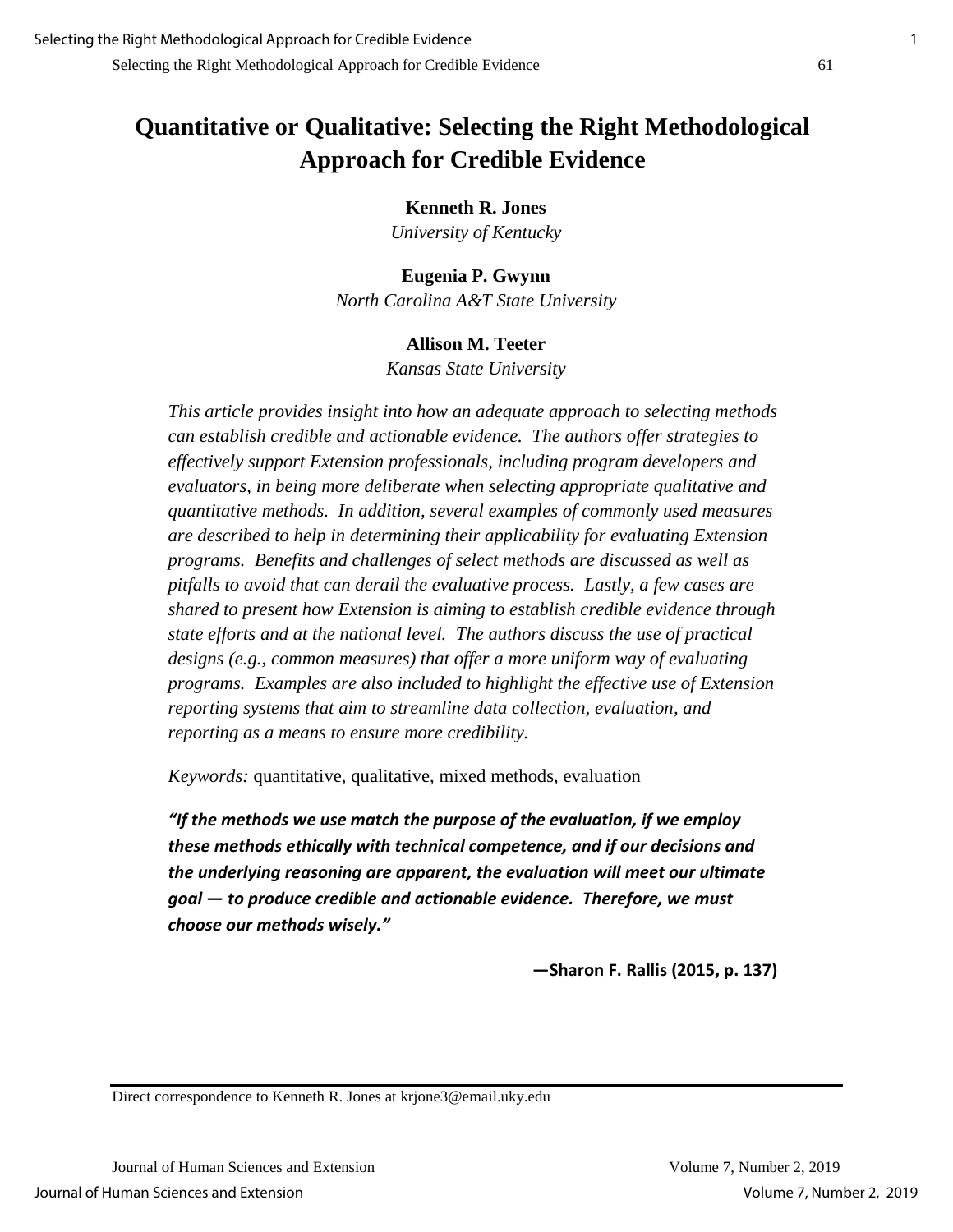# Quantitative or Qualitative: Selecting the Right Methodological Approach for Credible Evidence

**Kenneth R. Jones**
*University of Kentucky*

**Eugenia P. Gwynn**
*North Carolina A&T State University*

**Allison M. Teeter**
*Kansas State University*

*This article provides insight into how an adequate approach to selecting methods can establish credible and actionable evidence. The authors offer strategies to effectively support Extension professionals, including program developers and evaluators, in being more deliberate when selecting appropriate qualitative and quantitative methods. In addition, several examples of commonly used measures are described to help in determining their applicability for evaluating Extension programs. Benefits and challenges of select methods are discussed as well as pitfalls to avoid that can derail the evaluative process. Lastly, a few cases are shared to present how Extension is aiming to establish credible evidence through state efforts and at the national level. The authors discuss the use of practical designs (e.g., common measures) that offer a more uniform way of evaluating programs. Examples are also included to highlight the effective use of Extension reporting systems that aim to streamline data collection, evaluation, and reporting as a means to ensure more credibility.*

*Keywords:* quantitative, qualitative, mixed methods, evaluation

***"If the methods we use match the purpose of the evaluation, if we employ these methods ethically with technical competence, and if our decisions and the underlying reasoning are apparent, the evaluation will meet our ultimate goal — to produce credible and actionable evidence. Therefore, we must choose our methods wisely."***

**—Sharon F. Rallis (2015, p. 137)**

Direct correspondence to Kenneth R. Jones at krjone3@email.uky.edu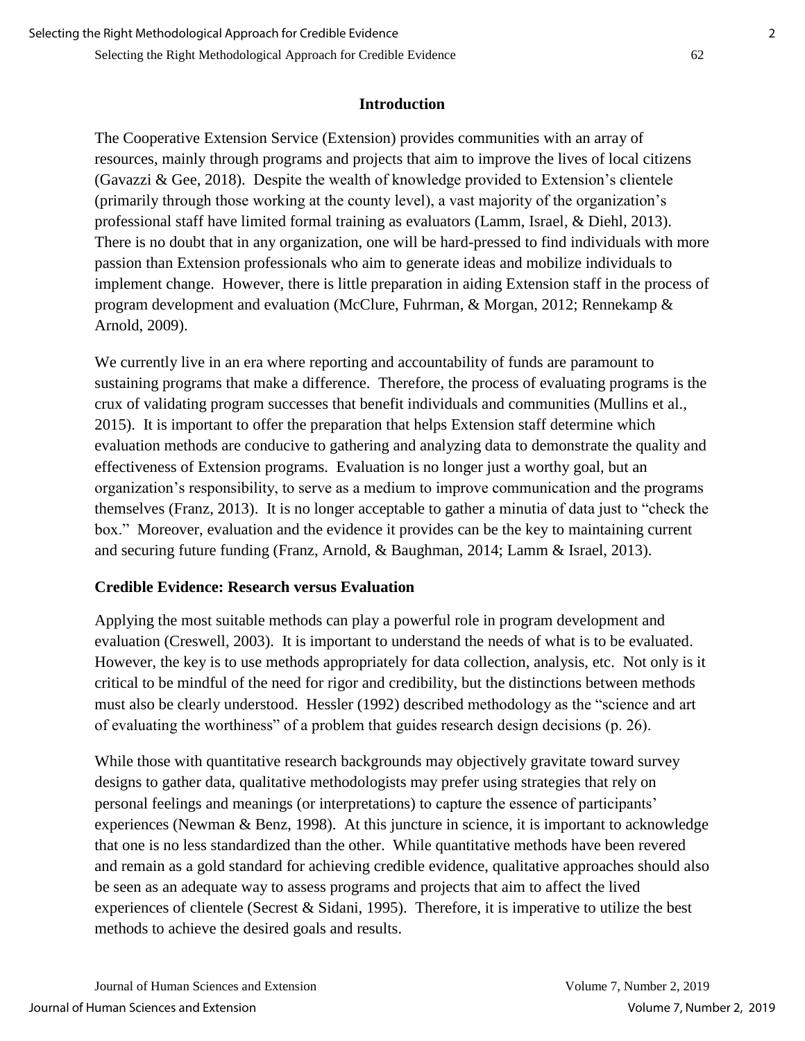## Introduction

The Cooperative Extension Service (Extension) provides communities with an array of resources, mainly through programs and projects that aim to improve the lives of local citizens (Gavazzi & Gee, 2018). Despite the wealth of knowledge provided to Extension's clientele (primarily through those working at the county level), a vast majority of the organization's professional staff have limited formal training as evaluators (Lamm, Israel, & Diehl, 2013). There is no doubt that in any organization, one will be hard-pressed to find individuals with more passion than Extension professionals who aim to generate ideas and mobilize individuals to implement change. However, there is little preparation in aiding Extension staff in the process of program development and evaluation (McClure, Fuhrman, & Morgan, 2012; Rennekamp & Arnold, 2009).

We currently live in an era where reporting and accountability of funds are paramount to sustaining programs that make a difference. Therefore, the process of evaluating programs is the crux of validating program successes that benefit individuals and communities (Mullins et al., 2015). It is important to offer the preparation that helps Extension staff determine which evaluation methods are conducive to gathering and analyzing data to demonstrate the quality and effectiveness of Extension programs. Evaluation is no longer just a worthy goal, but an organization's responsibility, to serve as a medium to improve communication and the programs themselves (Franz, 2013). It is no longer acceptable to gather a minutia of data just to "check the box." Moreover, evaluation and the evidence it provides can be the key to maintaining current and securing future funding (Franz, Arnold, & Baughman, 2014; Lamm & Israel, 2013).

### Credible Evidence: Research versus Evaluation

Applying the most suitable methods can play a powerful role in program development and evaluation (Creswell, 2003). It is important to understand the needs of what is to be evaluated. However, the key is to use methods appropriately for data collection, analysis, etc. Not only is it critical to be mindful of the need for rigor and credibility, but the distinctions between methods must also be clearly understood. Hessler (1992) described methodology as the "science and art of evaluating the worthiness" of a problem that guides research design decisions (p. 26).

While those with quantitative research backgrounds may objectively gravitate toward survey designs to gather data, qualitative methodologists may prefer using strategies that rely on personal feelings and meanings (or interpretations) to capture the essence of participants' experiences (Newman & Benz, 1998). At this juncture in science, it is important to acknowledge that one is no less standardized than the other. While quantitative methods have been revered and remain as a gold standard for achieving credible evidence, qualitative approaches should also be seen as an adequate way to assess programs and projects that aim to affect the lived experiences of clientele (Secrest & Sidani, 1995). Therefore, it is imperative to utilize the best methods to achieve the desired goals and results.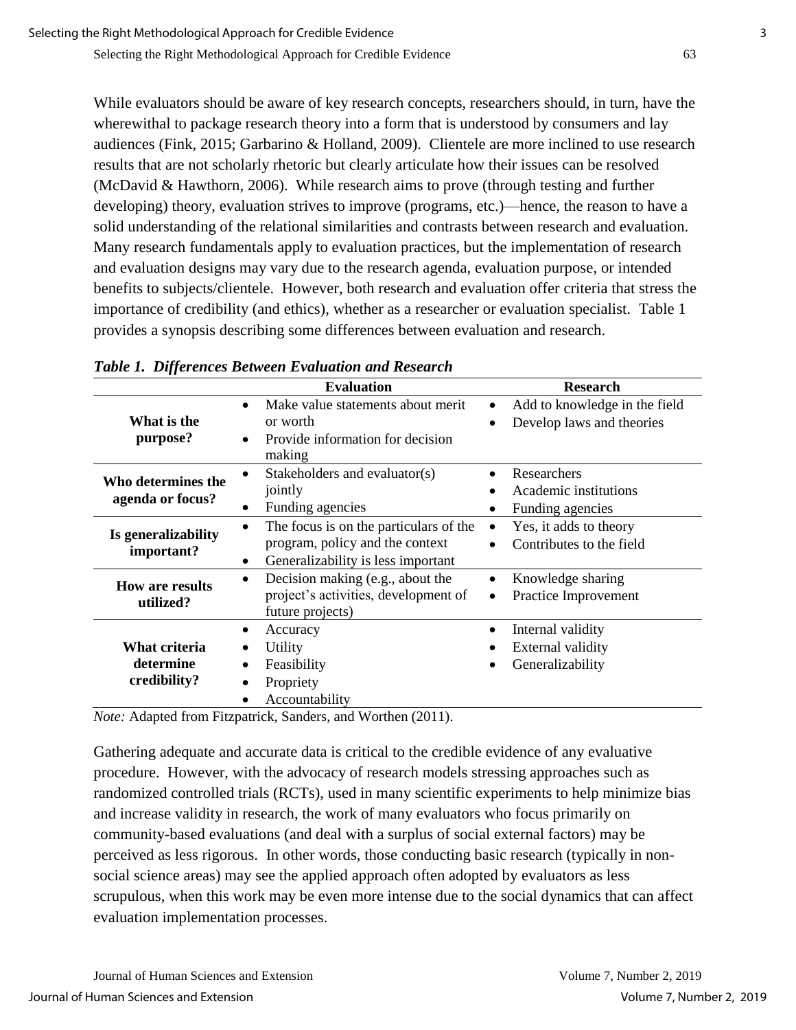While evaluators should be aware of key research concepts, researchers should, in turn, have the wherewithal to package research theory into a form that is understood by consumers and lay audiences (Fink, 2015; Garbarino & Holland, 2009). Clientele are more inclined to use research results that are not scholarly rhetoric but clearly articulate how their issues can be resolved (McDavid & Hawthorn, 2006). While research aims to prove (through testing and further developing) theory, evaluation strives to improve (programs, etc.)—hence, the reason to have a solid understanding of the relational similarities and contrasts between research and evaluation. Many research fundamentals apply to evaluation practices, but the implementation of research and evaluation designs may vary due to the research agenda, evaluation purpose, or intended benefits to subjects/clientele. However, both research and evaluation offer criteria that stress the importance of credibility (and ethics), whether as a researcher or evaluation specialist. Table 1 provides a synopsis describing some differences between evaluation and research.

***Table 1. Differences Between Evaluation and Research***

| | Evaluation | Research |
|---|---|---|
| **What is the purpose?** | • Make value statements about merit or worth<br>• Provide information for decision making | • Add to knowledge in the field<br>• Develop laws and theories |
| **Who determines the agenda or focus?** | • Stakeholders and evaluator(s) jointly<br>• Funding agencies | • Researchers<br>• Academic institutions<br>• Funding agencies |
| **Is generalizability important?** | • The focus is on the particulars of the program, policy and the context<br>• Generalizability is less important | • Yes, it adds to theory<br>• Contributes to the field |
| **How are results utilized?** | • Decision making (e.g., about the project's activities, development of future projects) | • Knowledge sharing<br>• Practice Improvement |
| **What criteria determine credibility?** | • Accuracy<br>• Utility<br>• Feasibility<br>• Propriety<br>• Accountability | • Internal validity<br>• External validity<br>• Generalizability |

*Note:* Adapted from Fitzpatrick, Sanders, and Worthen (2011).

Gathering adequate and accurate data is critical to the credible evidence of any evaluative procedure. However, with the advocacy of research models stressing approaches such as randomized controlled trials (RCTs), used in many scientific experiments to help minimize bias and increase validity in research, the work of many evaluators who focus primarily on community-based evaluations (and deal with a surplus of social external factors) may be perceived as less rigorous. In other words, those conducting basic research (typically in non-social science areas) may see the applied approach often adopted by evaluators as less scrupulous, when this work may be even more intense due to the social dynamics that can affect evaluation implementation processes.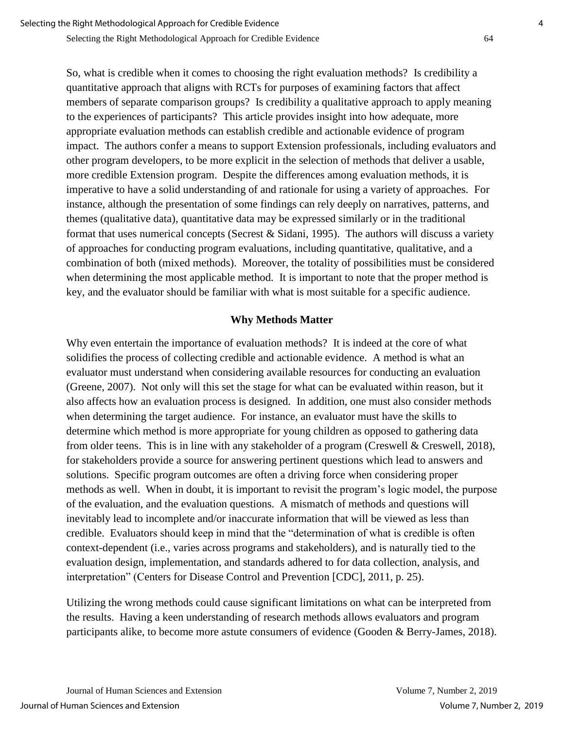So, what is credible when it comes to choosing the right evaluation methods? Is credibility a quantitative approach that aligns with RCTs for purposes of examining factors that affect members of separate comparison groups? Is credibility a qualitative approach to apply meaning to the experiences of participants? This article provides insight into how adequate, more appropriate evaluation methods can establish credible and actionable evidence of program impact. The authors confer a means to support Extension professionals, including evaluators and other program developers, to be more explicit in the selection of methods that deliver a usable, more credible Extension program. Despite the differences among evaluation methods, it is imperative to have a solid understanding of and rationale for using a variety of approaches. For instance, although the presentation of some findings can rely deeply on narratives, patterns, and themes (qualitative data), quantitative data may be expressed similarly or in the traditional format that uses numerical concepts (Secrest & Sidani, 1995). The authors will discuss a variety of approaches for conducting program evaluations, including quantitative, qualitative, and a combination of both (mixed methods). Moreover, the totality of possibilities must be considered when determining the most applicable method. It is important to note that the proper method is key, and the evaluator should be familiar with what is most suitable for a specific audience.

## Why Methods Matter

Why even entertain the importance of evaluation methods? It is indeed at the core of what solidifies the process of collecting credible and actionable evidence. A method is what an evaluator must understand when considering available resources for conducting an evaluation (Greene, 2007). Not only will this set the stage for what can be evaluated within reason, but it also affects how an evaluation process is designed. In addition, one must also consider methods when determining the target audience. For instance, an evaluator must have the skills to determine which method is more appropriate for young children as opposed to gathering data from older teens. This is in line with any stakeholder of a program (Creswell & Creswell, 2018), for stakeholders provide a source for answering pertinent questions which lead to answers and solutions. Specific program outcomes are often a driving force when considering proper methods as well. When in doubt, it is important to revisit the program's logic model, the purpose of the evaluation, and the evaluation questions. A mismatch of methods and questions will inevitably lead to incomplete and/or inaccurate information that will be viewed as less than credible. Evaluators should keep in mind that the "determination of what is credible is often context-dependent (i.e., varies across programs and stakeholders), and is naturally tied to the evaluation design, implementation, and standards adhered to for data collection, analysis, and interpretation" (Centers for Disease Control and Prevention [CDC], 2011, p. 25).

Utilizing the wrong methods could cause significant limitations on what can be interpreted from the results. Having a keen understanding of research methods allows evaluators and program participants alike, to become more astute consumers of evidence (Gooden & Berry-James, 2018).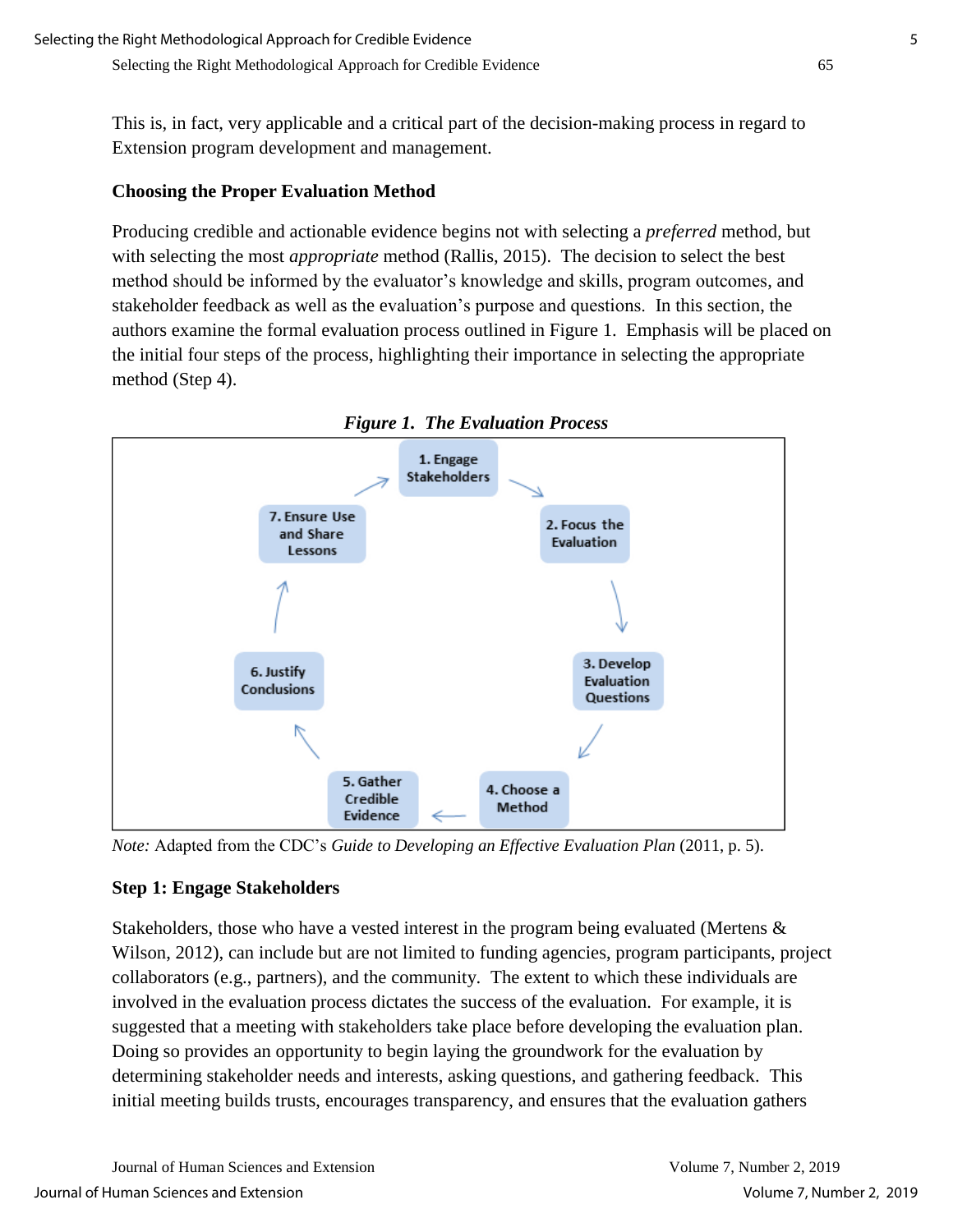This is, in fact, very applicable and a critical part of the decision-making process in regard to Extension program development and management.

### Choosing the Proper Evaluation Method

Producing credible and actionable evidence begins not with selecting a *preferred* method, but with selecting the most *appropriate* method (Rallis, 2015). The decision to select the best method should be informed by the evaluator's knowledge and skills, program outcomes, and stakeholder feedback as well as the evaluation's purpose and questions. In this section, the authors examine the formal evaluation process outlined in Figure 1. Emphasis will be placed on the initial four steps of the process, highlighting their importance in selecting the appropriate method (Step 4).

***Figure 1. The Evaluation Process***

1. Engage Stakeholders → 2. Focus the Evaluation → 3. Develop Evaluation Questions → 4. Choose a Method → 5. Gather Credible Evidence → 6. Justify Conclusions → 7. Ensure Use and Share Lessons → 1. Engage Stakeholders

*Note:* Adapted from the CDC's *Guide to Developing an Effective Evaluation Plan* (2011, p. 5).

### Step 1: Engage Stakeholders

Stakeholders, those who have a vested interest in the program being evaluated (Mertens & Wilson, 2012), can include but are not limited to funding agencies, program participants, project collaborators (e.g., partners), and the community. The extent to which these individuals are involved in the evaluation process dictates the success of the evaluation. For example, it is suggested that a meeting with stakeholders take place before developing the evaluation plan. Doing so provides an opportunity to begin laying the groundwork for the evaluation by determining stakeholder needs and interests, asking questions, and gathering feedback. This initial meeting builds trusts, encourages transparency, and ensures that the evaluation gathers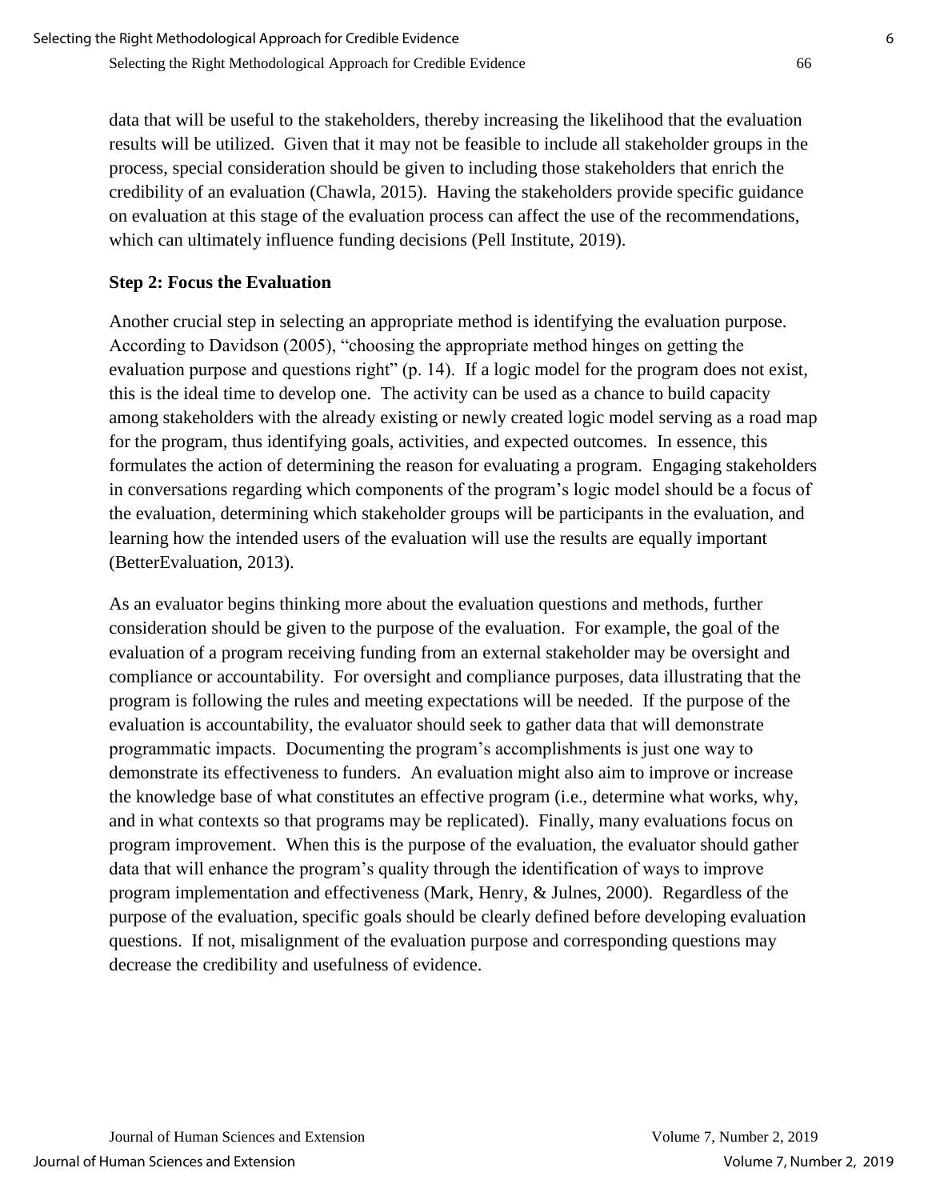data that will be useful to the stakeholders, thereby increasing the likelihood that the evaluation results will be utilized. Given that it may not be feasible to include all stakeholder groups in the process, special consideration should be given to including those stakeholders that enrich the credibility of an evaluation (Chawla, 2015). Having the stakeholders provide specific guidance on evaluation at this stage of the evaluation process can affect the use of the recommendations, which can ultimately influence funding decisions (Pell Institute, 2019).

**Step 2: Focus the Evaluation**

Another crucial step in selecting an appropriate method is identifying the evaluation purpose. According to Davidson (2005), "choosing the appropriate method hinges on getting the evaluation purpose and questions right" (p. 14). If a logic model for the program does not exist, this is the ideal time to develop one. The activity can be used as a chance to build capacity among stakeholders with the already existing or newly created logic model serving as a road map for the program, thus identifying goals, activities, and expected outcomes. In essence, this formulates the action of determining the reason for evaluating a program. Engaging stakeholders in conversations regarding which components of the program's logic model should be a focus of the evaluation, determining which stakeholder groups will be participants in the evaluation, and learning how the intended users of the evaluation will use the results are equally important (BetterEvaluation, 2013).

As an evaluator begins thinking more about the evaluation questions and methods, further consideration should be given to the purpose of the evaluation. For example, the goal of the evaluation of a program receiving funding from an external stakeholder may be oversight and compliance or accountability. For oversight and compliance purposes, data illustrating that the program is following the rules and meeting expectations will be needed. If the purpose of the evaluation is accountability, the evaluator should seek to gather data that will demonstrate programmatic impacts. Documenting the program's accomplishments is just one way to demonstrate its effectiveness to funders. An evaluation might also aim to improve or increase the knowledge base of what constitutes an effective program (i.e., determine what works, why, and in what contexts so that programs may be replicated). Finally, many evaluations focus on program improvement. When this is the purpose of the evaluation, the evaluator should gather data that will enhance the program's quality through the identification of ways to improve program implementation and effectiveness (Mark, Henry, & Julnes, 2000). Regardless of the purpose of the evaluation, specific goals should be clearly defined before developing evaluation questions. If not, misalignment of the evaluation purpose and corresponding questions may decrease the credibility and usefulness of evidence.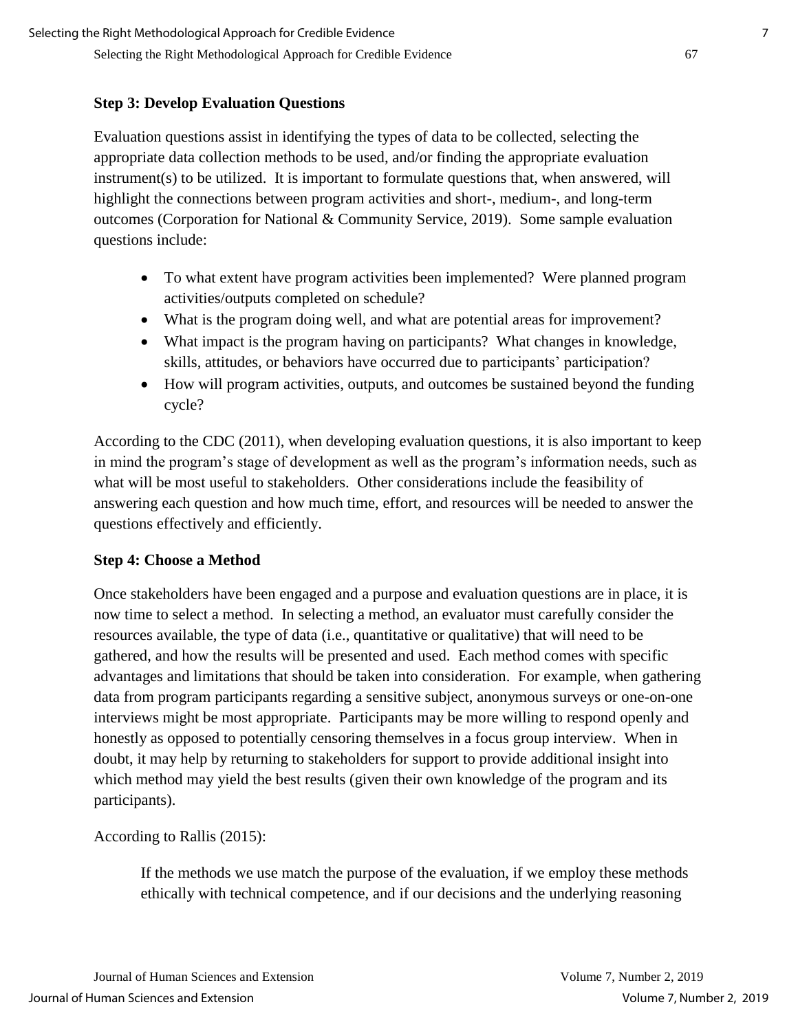### Step 3: Develop Evaluation Questions

Evaluation questions assist in identifying the types of data to be collected, selecting the appropriate data collection methods to be used, and/or finding the appropriate evaluation instrument(s) to be utilized. It is important to formulate questions that, when answered, will highlight the connections between program activities and short-, medium-, and long-term outcomes (Corporation for National & Community Service, 2019). Some sample evaluation questions include:

- To what extent have program activities been implemented? Were planned program activities/outputs completed on schedule?
- What is the program doing well, and what are potential areas for improvement?
- What impact is the program having on participants? What changes in knowledge, skills, attitudes, or behaviors have occurred due to participants' participation?
- How will program activities, outputs, and outcomes be sustained beyond the funding cycle?

According to the CDC (2011), when developing evaluation questions, it is also important to keep in mind the program's stage of development as well as the program's information needs, such as what will be most useful to stakeholders. Other considerations include the feasibility of answering each question and how much time, effort, and resources will be needed to answer the questions effectively and efficiently.

### Step 4: Choose a Method

Once stakeholders have been engaged and a purpose and evaluation questions are in place, it is now time to select a method. In selecting a method, an evaluator must carefully consider the resources available, the type of data (i.e., quantitative or qualitative) that will need to be gathered, and how the results will be presented and used. Each method comes with specific advantages and limitations that should be taken into consideration. For example, when gathering data from program participants regarding a sensitive subject, anonymous surveys or one-on-one interviews might be most appropriate. Participants may be more willing to respond openly and honestly as opposed to potentially censoring themselves in a focus group interview. When in doubt, it may help by returning to stakeholders for support to provide additional insight into which method may yield the best results (given their own knowledge of the program and its participants).

According to Rallis (2015):

> If the methods we use match the purpose of the evaluation, if we employ these methods ethically with technical competence, and if our decisions and the underlying reasoning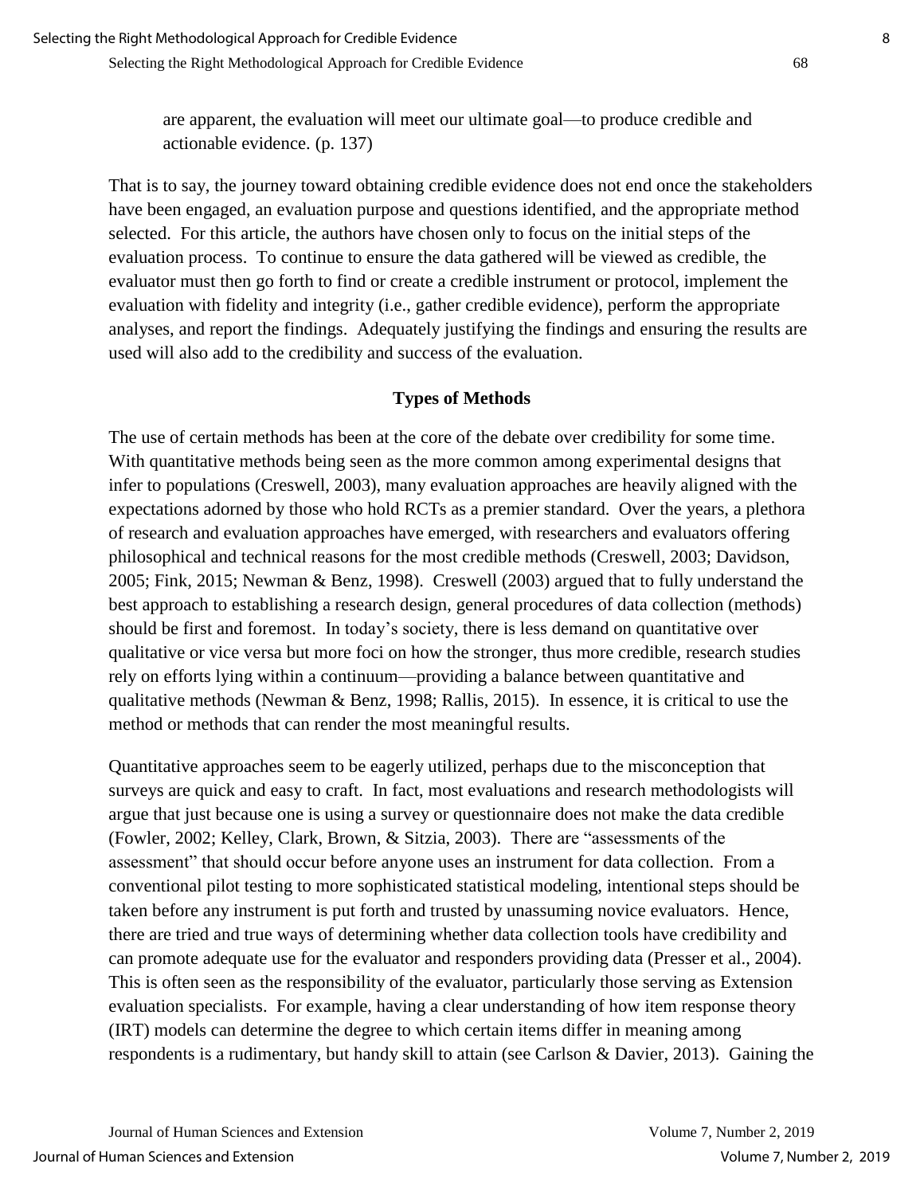are apparent, the evaluation will meet our ultimate goal—to produce credible and actionable evidence. (p. 137)

That is to say, the journey toward obtaining credible evidence does not end once the stakeholders have been engaged, an evaluation purpose and questions identified, and the appropriate method selected. For this article, the authors have chosen only to focus on the initial steps of the evaluation process. To continue to ensure the data gathered will be viewed as credible, the evaluator must then go forth to find or create a credible instrument or protocol, implement the evaluation with fidelity and integrity (i.e., gather credible evidence), perform the appropriate analyses, and report the findings. Adequately justifying the findings and ensuring the results are used will also add to the credibility and success of the evaluation.

## Types of Methods

The use of certain methods has been at the core of the debate over credibility for some time. With quantitative methods being seen as the more common among experimental designs that infer to populations (Creswell, 2003), many evaluation approaches are heavily aligned with the expectations adorned by those who hold RCTs as a premier standard. Over the years, a plethora of research and evaluation approaches have emerged, with researchers and evaluators offering philosophical and technical reasons for the most credible methods (Creswell, 2003; Davidson, 2005; Fink, 2015; Newman & Benz, 1998). Creswell (2003) argued that to fully understand the best approach to establishing a research design, general procedures of data collection (methods) should be first and foremost. In today's society, there is less demand on quantitative over qualitative or vice versa but more foci on how the stronger, thus more credible, research studies rely on efforts lying within a continuum—providing a balance between quantitative and qualitative methods (Newman & Benz, 1998; Rallis, 2015). In essence, it is critical to use the method or methods that can render the most meaningful results.

Quantitative approaches seem to be eagerly utilized, perhaps due to the misconception that surveys are quick and easy to craft. In fact, most evaluations and research methodologists will argue that just because one is using a survey or questionnaire does not make the data credible (Fowler, 2002; Kelley, Clark, Brown, & Sitzia, 2003). There are "assessments of the assessment" that should occur before anyone uses an instrument for data collection. From a conventional pilot testing to more sophisticated statistical modeling, intentional steps should be taken before any instrument is put forth and trusted by unassuming novice evaluators. Hence, there are tried and true ways of determining whether data collection tools have credibility and can promote adequate use for the evaluator and responders providing data (Presser et al., 2004). This is often seen as the responsibility of the evaluator, particularly those serving as Extension evaluation specialists. For example, having a clear understanding of how item response theory (IRT) models can determine the degree to which certain items differ in meaning among respondents is a rudimentary, but handy skill to attain (see Carlson & Davier, 2013). Gaining the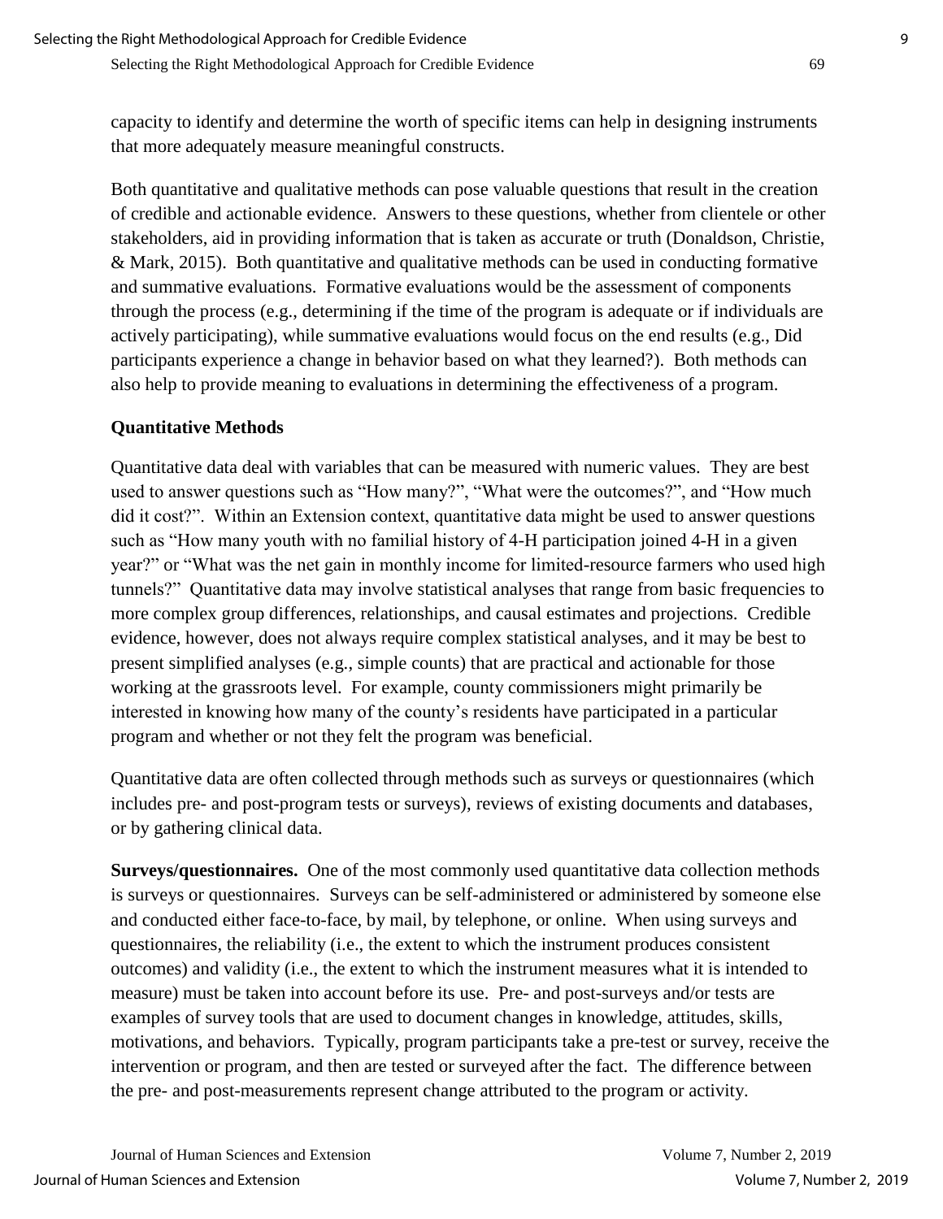capacity to identify and determine the worth of specific items can help in designing instruments that more adequately measure meaningful constructs.

Both quantitative and qualitative methods can pose valuable questions that result in the creation of credible and actionable evidence. Answers to these questions, whether from clientele or other stakeholders, aid in providing information that is taken as accurate or truth (Donaldson, Christie, & Mark, 2015). Both quantitative and qualitative methods can be used in conducting formative and summative evaluations. Formative evaluations would be the assessment of components through the process (e.g., determining if the time of the program is adequate or if individuals are actively participating), while summative evaluations would focus on the end results (e.g., Did participants experience a change in behavior based on what they learned?). Both methods can also help to provide meaning to evaluations in determining the effectiveness of a program.

### Quantitative Methods

Quantitative data deal with variables that can be measured with numeric values. They are best used to answer questions such as "How many?", "What were the outcomes?", and "How much did it cost?". Within an Extension context, quantitative data might be used to answer questions such as "How many youth with no familial history of 4-H participation joined 4-H in a given year?" or "What was the net gain in monthly income for limited-resource farmers who used high tunnels?" Quantitative data may involve statistical analyses that range from basic frequencies to more complex group differences, relationships, and causal estimates and projections. Credible evidence, however, does not always require complex statistical analyses, and it may be best to present simplified analyses (e.g., simple counts) that are practical and actionable for those working at the grassroots level. For example, county commissioners might primarily be interested in knowing how many of the county's residents have participated in a particular program and whether or not they felt the program was beneficial.

Quantitative data are often collected through methods such as surveys or questionnaires (which includes pre- and post-program tests or surveys), reviews of existing documents and databases, or by gathering clinical data.

**Surveys/questionnaires.** One of the most commonly used quantitative data collection methods is surveys or questionnaires. Surveys can be self-administered or administered by someone else and conducted either face-to-face, by mail, by telephone, or online. When using surveys and questionnaires, the reliability (i.e., the extent to which the instrument produces consistent outcomes) and validity (i.e., the extent to which the instrument measures what it is intended to measure) must be taken into account before its use. Pre- and post-surveys and/or tests are examples of survey tools that are used to document changes in knowledge, attitudes, skills, motivations, and behaviors. Typically, program participants take a pre-test or survey, receive the intervention or program, and then are tested or surveyed after the fact. The difference between the pre- and post-measurements represent change attributed to the program or activity.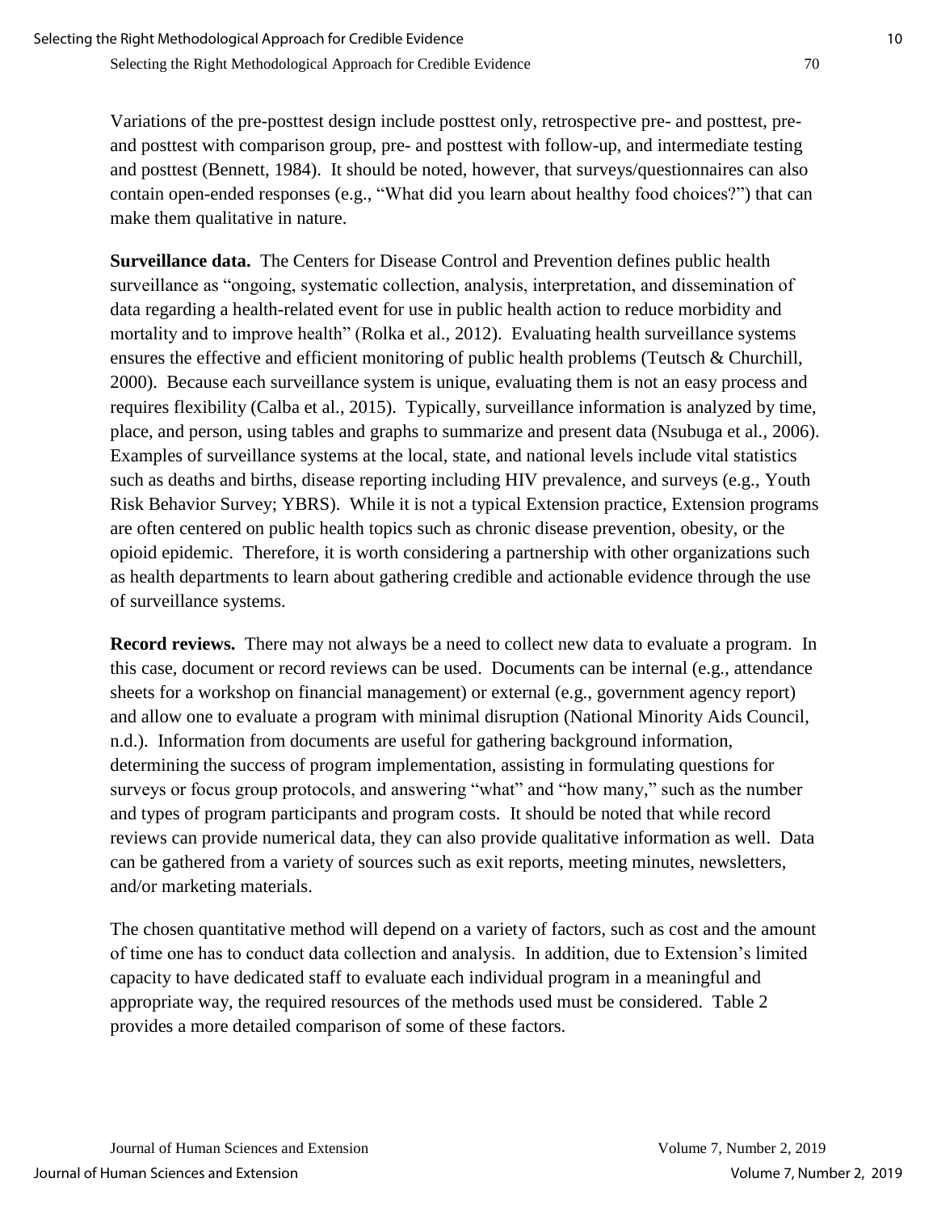Variations of the pre-posttest design include posttest only, retrospective pre- and posttest, pre- and posttest with comparison group, pre- and posttest with follow-up, and intermediate testing and posttest (Bennett, 1984). It should be noted, however, that surveys/questionnaires can also contain open-ended responses (e.g., "What did you learn about healthy food choices?") that can make them qualitative in nature.

**Surveillance data.** The Centers for Disease Control and Prevention defines public health surveillance as "ongoing, systematic collection, analysis, interpretation, and dissemination of data regarding a health-related event for use in public health action to reduce morbidity and mortality and to improve health" (Rolka et al., 2012). Evaluating health surveillance systems ensures the effective and efficient monitoring of public health problems (Teutsch & Churchill, 2000). Because each surveillance system is unique, evaluating them is not an easy process and requires flexibility (Calba et al., 2015). Typically, surveillance information is analyzed by time, place, and person, using tables and graphs to summarize and present data (Nsubuga et al., 2006). Examples of surveillance systems at the local, state, and national levels include vital statistics such as deaths and births, disease reporting including HIV prevalence, and surveys (e.g., Youth Risk Behavior Survey; YBRS). While it is not a typical Extension practice, Extension programs are often centered on public health topics such as chronic disease prevention, obesity, or the opioid epidemic. Therefore, it is worth considering a partnership with other organizations such as health departments to learn about gathering credible and actionable evidence through the use of surveillance systems.

**Record reviews.** There may not always be a need to collect new data to evaluate a program. In this case, document or record reviews can be used. Documents can be internal (e.g., attendance sheets for a workshop on financial management) or external (e.g., government agency report) and allow one to evaluate a program with minimal disruption (National Minority Aids Council, n.d.). Information from documents are useful for gathering background information, determining the success of program implementation, assisting in formulating questions for surveys or focus group protocols, and answering "what" and "how many," such as the number and types of program participants and program costs. It should be noted that while record reviews can provide numerical data, they can also provide qualitative information as well. Data can be gathered from a variety of sources such as exit reports, meeting minutes, newsletters, and/or marketing materials.

The chosen quantitative method will depend on a variety of factors, such as cost and the amount of time one has to conduct data collection and analysis. In addition, due to Extension's limited capacity to have dedicated staff to evaluate each individual program in a meaningful and appropriate way, the required resources of the methods used must be considered. Table 2 provides a more detailed comparison of some of these factors.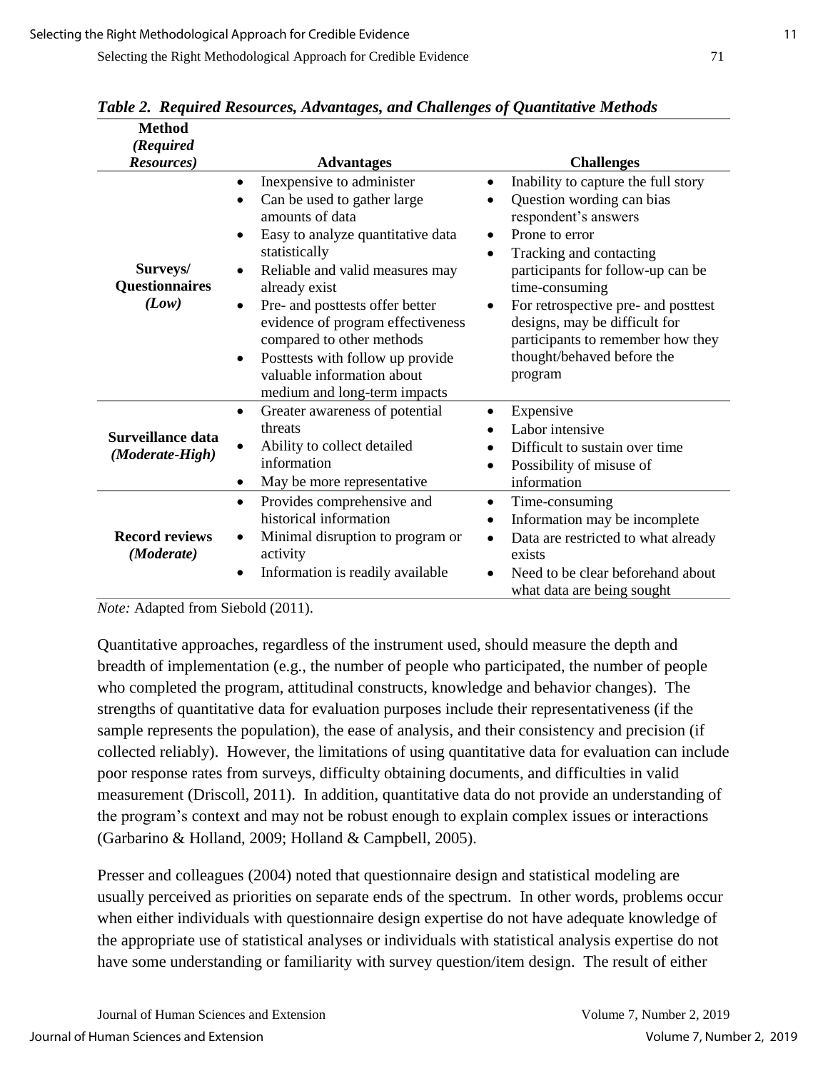*Table 2. Required Resources, Advantages, and Challenges of Quantitative Methods*

| Method *(Required Resources)* | Advantages | Challenges |
|---|---|---|
| **Surveys/ Questionnaires *(Low)*** | • Inexpensive to administer<br>• Can be used to gather large amounts of data<br>• Easy to analyze quantitative data statistically<br>• Reliable and valid measures may already exist<br>• Pre- and posttests offer better evidence of program effectiveness compared to other methods<br>• Posttests with follow up provide valuable information about medium and long-term impacts | • Inability to capture the full story<br>• Question wording can bias respondent's answers<br>• Prone to error<br>• Tracking and contacting participants for follow-up can be time-consuming<br>• For retrospective pre- and posttest designs, may be difficult for participants to remember how they thought/behaved before the program |
| **Surveillance data *(Moderate-High)*** | • Greater awareness of potential threats<br>• Ability to collect detailed information<br>• May be more representative | • Expensive<br>• Labor intensive<br>• Difficult to sustain over time<br>• Possibility of misuse of information |
| **Record reviews *(Moderate)*** | • Provides comprehensive and historical information<br>• Minimal disruption to program or activity<br>• Information is readily available | • Time-consuming<br>• Information may be incomplete<br>• Data are restricted to what already exists<br>• Need to be clear beforehand about what data are being sought |

*Note:* Adapted from Siebold (2011).

Quantitative approaches, regardless of the instrument used, should measure the depth and breadth of implementation (e.g., the number of people who participated, the number of people who completed the program, attitudinal constructs, knowledge and behavior changes). The strengths of quantitative data for evaluation purposes include their representativeness (if the sample represents the population), the ease of analysis, and their consistency and precision (if collected reliably). However, the limitations of using quantitative data for evaluation can include poor response rates from surveys, difficulty obtaining documents, and difficulties in valid measurement (Driscoll, 2011). In addition, quantitative data do not provide an understanding of the program's context and may not be robust enough to explain complex issues or interactions (Garbarino & Holland, 2009; Holland & Campbell, 2005).

Presser and colleagues (2004) noted that questionnaire design and statistical modeling are usually perceived as priorities on separate ends of the spectrum. In other words, problems occur when either individuals with questionnaire design expertise do not have adequate knowledge of the appropriate use of statistical analyses or individuals with statistical analysis expertise do not have some understanding or familiarity with survey question/item design. The result of either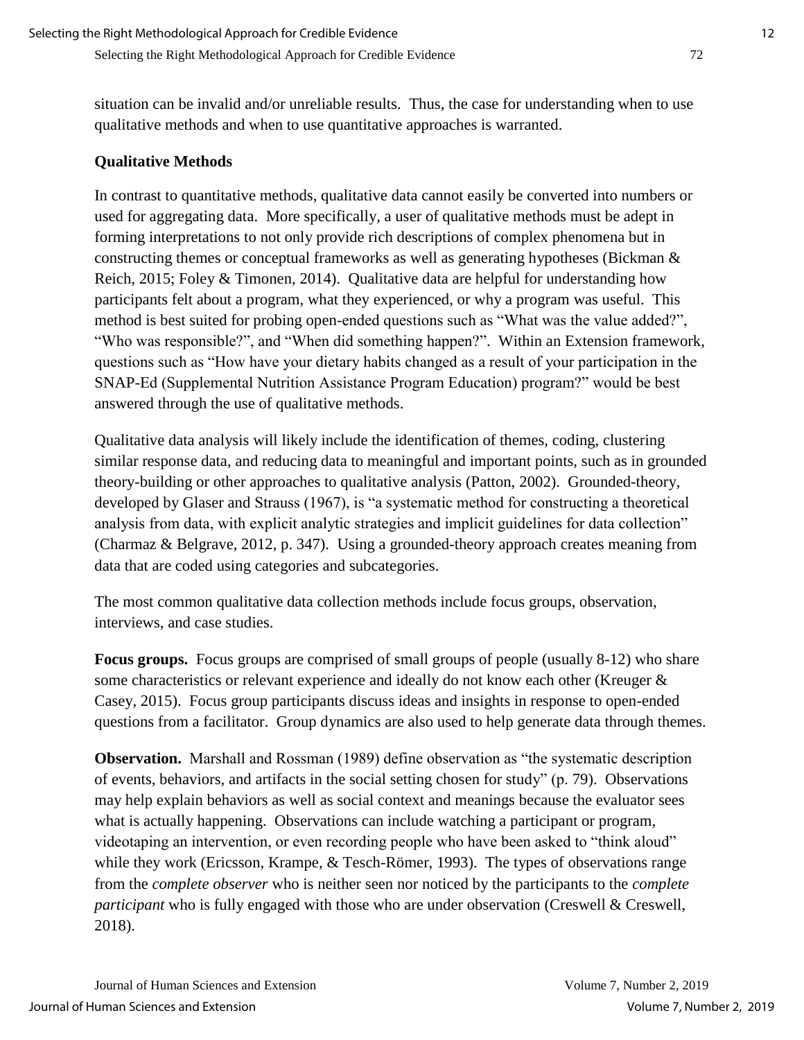situation can be invalid and/or unreliable results. Thus, the case for understanding when to use qualitative methods and when to use quantitative approaches is warranted.

### Qualitative Methods

In contrast to quantitative methods, qualitative data cannot easily be converted into numbers or used for aggregating data. More specifically, a user of qualitative methods must be adept in forming interpretations to not only provide rich descriptions of complex phenomena but in constructing themes or conceptual frameworks as well as generating hypotheses (Bickman & Reich, 2015; Foley & Timonen, 2014). Qualitative data are helpful for understanding how participants felt about a program, what they experienced, or why a program was useful. This method is best suited for probing open-ended questions such as "What was the value added?", "Who was responsible?", and "When did something happen?". Within an Extension framework, questions such as "How have your dietary habits changed as a result of your participation in the SNAP-Ed (Supplemental Nutrition Assistance Program Education) program?" would be best answered through the use of qualitative methods.

Qualitative data analysis will likely include the identification of themes, coding, clustering similar response data, and reducing data to meaningful and important points, such as in grounded theory-building or other approaches to qualitative analysis (Patton, 2002). Grounded-theory, developed by Glaser and Strauss (1967), is "a systematic method for constructing a theoretical analysis from data, with explicit analytic strategies and implicit guidelines for data collection" (Charmaz & Belgrave, 2012, p. 347). Using a grounded-theory approach creates meaning from data that are coded using categories and subcategories.

The most common qualitative data collection methods include focus groups, observation, interviews, and case studies.

**Focus groups.** Focus groups are comprised of small groups of people (usually 8-12) who share some characteristics or relevant experience and ideally do not know each other (Kreuger & Casey, 2015). Focus group participants discuss ideas and insights in response to open-ended questions from a facilitator. Group dynamics are also used to help generate data through themes.

**Observation.** Marshall and Rossman (1989) define observation as "the systematic description of events, behaviors, and artifacts in the social setting chosen for study" (p. 79). Observations may help explain behaviors as well as social context and meanings because the evaluator sees what is actually happening. Observations can include watching a participant or program, videotaping an intervention, or even recording people who have been asked to "think aloud" while they work (Ericsson, Krampe, & Tesch-Römer, 1993). The types of observations range from the *complete observer* who is neither seen nor noticed by the participants to the *complete participant* who is fully engaged with those who are under observation (Creswell & Creswell, 2018).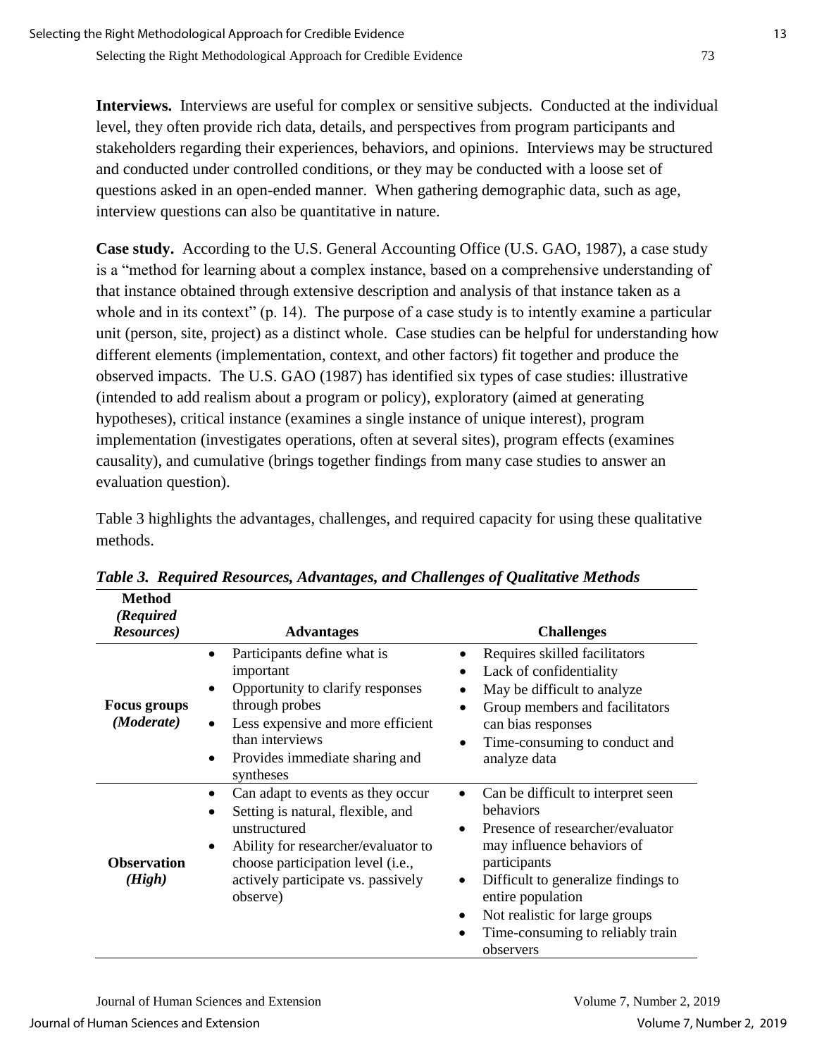**Interviews.** Interviews are useful for complex or sensitive subjects. Conducted at the individual level, they often provide rich data, details, and perspectives from program participants and stakeholders regarding their experiences, behaviors, and opinions. Interviews may be structured and conducted under controlled conditions, or they may be conducted with a loose set of questions asked in an open-ended manner. When gathering demographic data, such as age, interview questions can also be quantitative in nature.

**Case study.** According to the U.S. General Accounting Office (U.S. GAO, 1987), a case study is a "method for learning about a complex instance, based on a comprehensive understanding of that instance obtained through extensive description and analysis of that instance taken as a whole and in its context" (p. 14). The purpose of a case study is to intently examine a particular unit (person, site, project) as a distinct whole. Case studies can be helpful for understanding how different elements (implementation, context, and other factors) fit together and produce the observed impacts. The U.S. GAO (1987) has identified six types of case studies: illustrative (intended to add realism about a program or policy), exploratory (aimed at generating hypotheses), critical instance (examines a single instance of unique interest), program implementation (investigates operations, often at several sites), program effects (examines causality), and cumulative (brings together findings from many case studies to answer an evaluation question).

Table 3 highlights the advantages, challenges, and required capacity for using these qualitative methods.

***Table 3. Required Resources, Advantages, and Challenges of Qualitative Methods***

| **Method *(Required Resources)*** | **Advantages** | **Challenges** |
|---|---|---|
| **Focus groups *(Moderate)*** | • Participants define what is important<br>• Opportunity to clarify responses through probes<br>• Less expensive and more efficient than interviews<br>• Provides immediate sharing and syntheses | • Requires skilled facilitators<br>• Lack of confidentiality<br>• May be difficult to analyze<br>• Group members and facilitators can bias responses<br>• Time-consuming to conduct and analyze data |
| **Observation *(High)*** | • Can adapt to events as they occur<br>• Setting is natural, flexible, and unstructured<br>• Ability for researcher/evaluator to choose participation level (i.e., actively participate vs. passively observe) | • Can be difficult to interpret seen behaviors<br>• Presence of researcher/evaluator may influence behaviors of participants<br>• Difficult to generalize findings to entire population<br>• Not realistic for large groups<br>• Time-consuming to reliably train observers |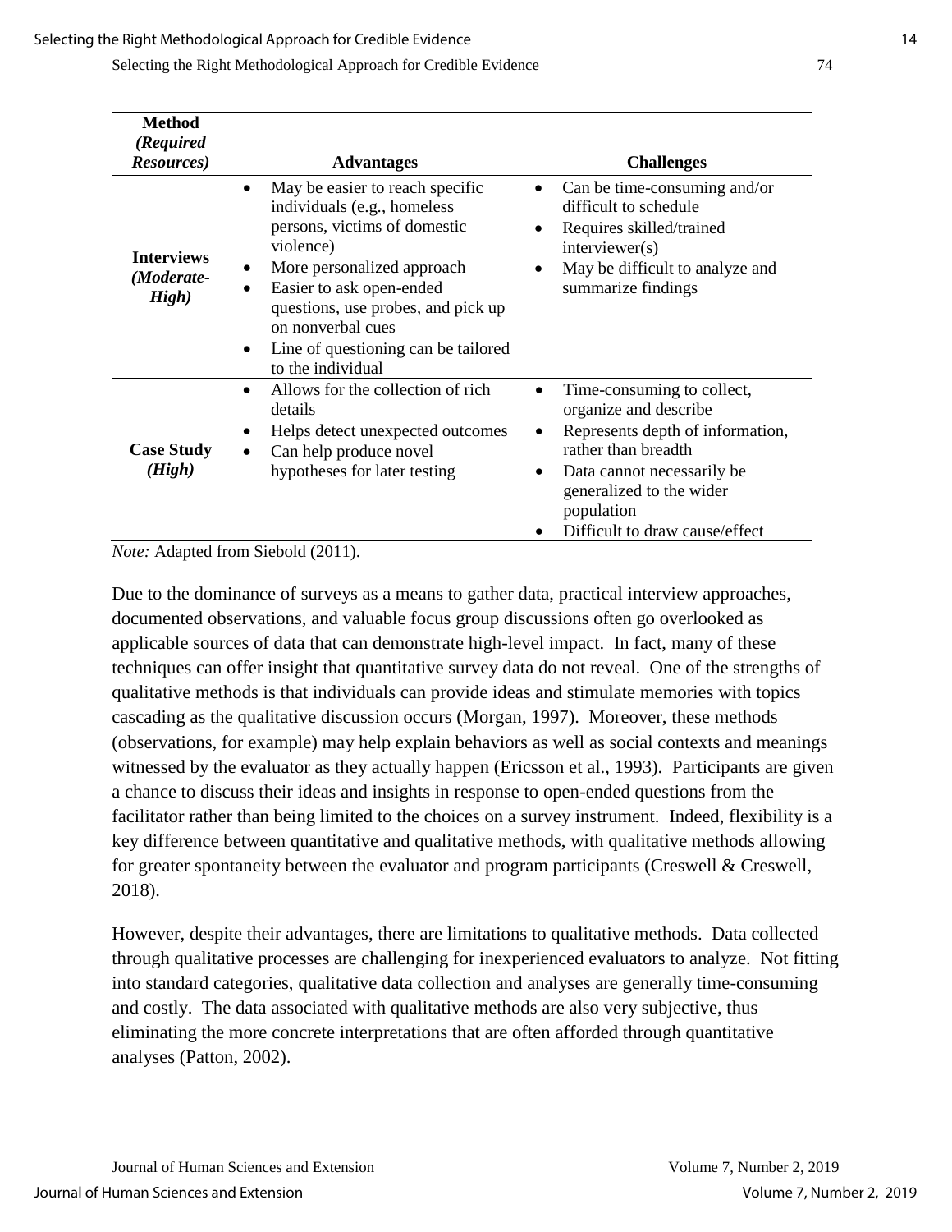| **Method *(Required Resources)*** | **Advantages** | **Challenges** |
|---|---|---|
| **Interviews *(Moderate-High)*** | • May be easier to reach specific individuals (e.g., homeless persons, victims of domestic violence)<br>• More personalized approach<br>• Easier to ask open-ended questions, use probes, and pick up on nonverbal cues<br>• Line of questioning can be tailored to the individual | • Can be time-consuming and/or difficult to schedule<br>• Requires skilled/trained interviewer(s)<br>• May be difficult to analyze and summarize findings |
| **Case Study *(High)*** | • Allows for the collection of rich details<br>• Helps detect unexpected outcomes<br>• Can help produce novel hypotheses for later testing | • Time-consuming to collect, organize and describe<br>• Represents depth of information, rather than breadth<br>• Data cannot necessarily be generalized to the wider population<br>• Difficult to draw cause/effect |

*Note:* Adapted from Siebold (2011).

Due to the dominance of surveys as a means to gather data, practical interview approaches, documented observations, and valuable focus group discussions often go overlooked as applicable sources of data that can demonstrate high-level impact. In fact, many of these techniques can offer insight that quantitative survey data do not reveal. One of the strengths of qualitative methods is that individuals can provide ideas and stimulate memories with topics cascading as the qualitative discussion occurs (Morgan, 1997). Moreover, these methods (observations, for example) may help explain behaviors as well as social contexts and meanings witnessed by the evaluator as they actually happen (Ericsson et al., 1993). Participants are given a chance to discuss their ideas and insights in response to open-ended questions from the facilitator rather than being limited to the choices on a survey instrument. Indeed, flexibility is a key difference between quantitative and qualitative methods, with qualitative methods allowing for greater spontaneity between the evaluator and program participants (Creswell & Creswell, 2018).

However, despite their advantages, there are limitations to qualitative methods. Data collected through qualitative processes are challenging for inexperienced evaluators to analyze. Not fitting into standard categories, qualitative data collection and analyses are generally time-consuming and costly. The data associated with qualitative methods are also very subjective, thus eliminating the more concrete interpretations that are often afforded through quantitative analyses (Patton, 2002).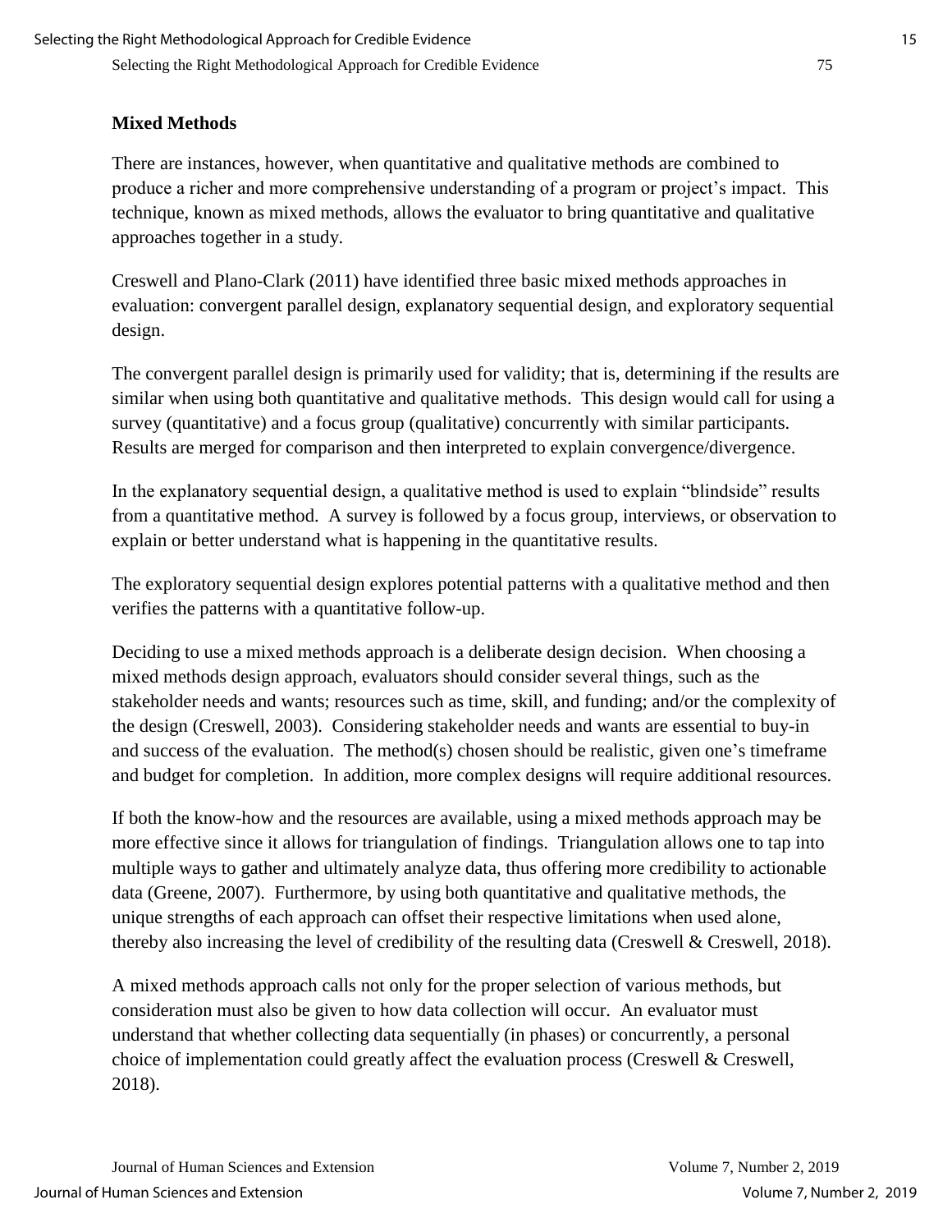### Mixed Methods

There are instances, however, when quantitative and qualitative methods are combined to produce a richer and more comprehensive understanding of a program or project's impact. This technique, known as mixed methods, allows the evaluator to bring quantitative and qualitative approaches together in a study.

Creswell and Plano-Clark (2011) have identified three basic mixed methods approaches in evaluation: convergent parallel design, explanatory sequential design, and exploratory sequential design.

The convergent parallel design is primarily used for validity; that is, determining if the results are similar when using both quantitative and qualitative methods. This design would call for using a survey (quantitative) and a focus group (qualitative) concurrently with similar participants. Results are merged for comparison and then interpreted to explain convergence/divergence.

In the explanatory sequential design, a qualitative method is used to explain "blindside" results from a quantitative method. A survey is followed by a focus group, interviews, or observation to explain or better understand what is happening in the quantitative results.

The exploratory sequential design explores potential patterns with a qualitative method and then verifies the patterns with a quantitative follow-up.

Deciding to use a mixed methods approach is a deliberate design decision. When choosing a mixed methods design approach, evaluators should consider several things, such as the stakeholder needs and wants; resources such as time, skill, and funding; and/or the complexity of the design (Creswell, 2003). Considering stakeholder needs and wants are essential to buy-in and success of the evaluation. The method(s) chosen should be realistic, given one's timeframe and budget for completion. In addition, more complex designs will require additional resources.

If both the know-how and the resources are available, using a mixed methods approach may be more effective since it allows for triangulation of findings. Triangulation allows one to tap into multiple ways to gather and ultimately analyze data, thus offering more credibility to actionable data (Greene, 2007). Furthermore, by using both quantitative and qualitative methods, the unique strengths of each approach can offset their respective limitations when used alone, thereby also increasing the level of credibility of the resulting data (Creswell & Creswell, 2018).

A mixed methods approach calls not only for the proper selection of various methods, but consideration must also be given to how data collection will occur. An evaluator must understand that whether collecting data sequentially (in phases) or concurrently, a personal choice of implementation could greatly affect the evaluation process (Creswell & Creswell, 2018).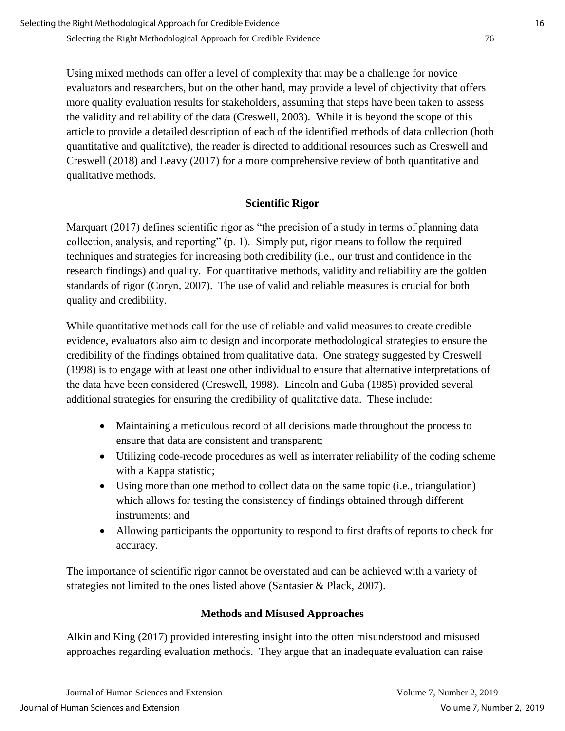Using mixed methods can offer a level of complexity that may be a challenge for novice evaluators and researchers, but on the other hand, may provide a level of objectivity that offers more quality evaluation results for stakeholders, assuming that steps have been taken to assess the validity and reliability of the data (Creswell, 2003). While it is beyond the scope of this article to provide a detailed description of each of the identified methods of data collection (both quantitative and qualitative), the reader is directed to additional resources such as Creswell and Creswell (2018) and Leavy (2017) for a more comprehensive review of both quantitative and qualitative methods.

## Scientific Rigor

Marquart (2017) defines scientific rigor as "the precision of a study in terms of planning data collection, analysis, and reporting" (p. 1). Simply put, rigor means to follow the required techniques and strategies for increasing both credibility (i.e., our trust and confidence in the research findings) and quality. For quantitative methods, validity and reliability are the golden standards of rigor (Coryn, 2007). The use of valid and reliable measures is crucial for both quality and credibility.

While quantitative methods call for the use of reliable and valid measures to create credible evidence, evaluators also aim to design and incorporate methodological strategies to ensure the credibility of the findings obtained from qualitative data. One strategy suggested by Creswell (1998) is to engage with at least one other individual to ensure that alternative interpretations of the data have been considered (Creswell, 1998). Lincoln and Guba (1985) provided several additional strategies for ensuring the credibility of qualitative data. These include:

- Maintaining a meticulous record of all decisions made throughout the process to ensure that data are consistent and transparent;
- Utilizing code-recode procedures as well as interrater reliability of the coding scheme with a Kappa statistic;
- Using more than one method to collect data on the same topic (i.e., triangulation) which allows for testing the consistency of findings obtained through different instruments; and
- Allowing participants the opportunity to respond to first drafts of reports to check for accuracy.

The importance of scientific rigor cannot be overstated and can be achieved with a variety of strategies not limited to the ones listed above (Santasier & Plack, 2007).

## Methods and Misused Approaches

Alkin and King (2017) provided interesting insight into the often misunderstood and misused approaches regarding evaluation methods. They argue that an inadequate evaluation can raise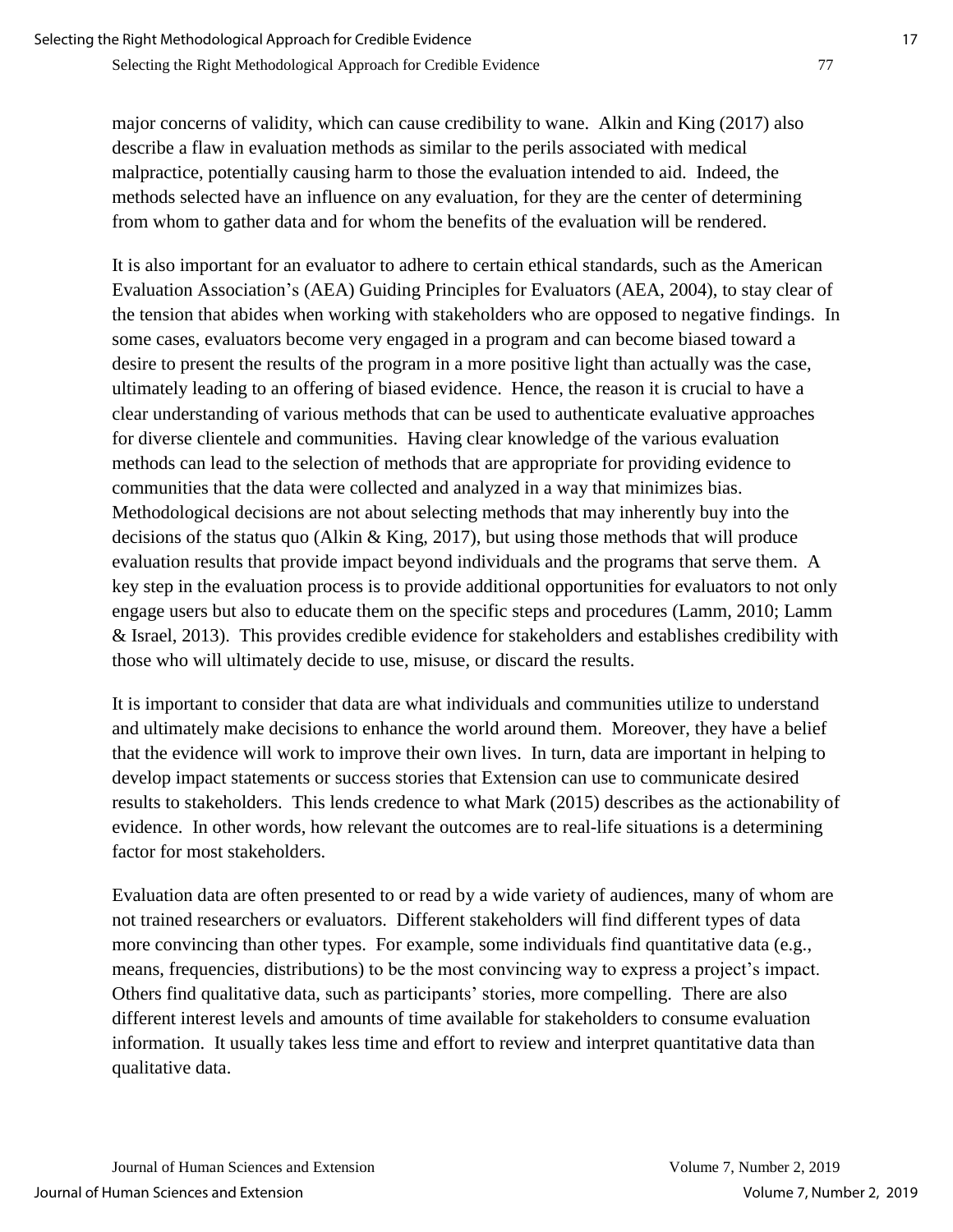major concerns of validity, which can cause credibility to wane. Alkin and King (2017) also describe a flaw in evaluation methods as similar to the perils associated with medical malpractice, potentially causing harm to those the evaluation intended to aid. Indeed, the methods selected have an influence on any evaluation, for they are the center of determining from whom to gather data and for whom the benefits of the evaluation will be rendered.

It is also important for an evaluator to adhere to certain ethical standards, such as the American Evaluation Association's (AEA) Guiding Principles for Evaluators (AEA, 2004), to stay clear of the tension that abides when working with stakeholders who are opposed to negative findings. In some cases, evaluators become very engaged in a program and can become biased toward a desire to present the results of the program in a more positive light than actually was the case, ultimately leading to an offering of biased evidence. Hence, the reason it is crucial to have a clear understanding of various methods that can be used to authenticate evaluative approaches for diverse clientele and communities. Having clear knowledge of the various evaluation methods can lead to the selection of methods that are appropriate for providing evidence to communities that the data were collected and analyzed in a way that minimizes bias. Methodological decisions are not about selecting methods that may inherently buy into the decisions of the status quo (Alkin & King, 2017), but using those methods that will produce evaluation results that provide impact beyond individuals and the programs that serve them. A key step in the evaluation process is to provide additional opportunities for evaluators to not only engage users but also to educate them on the specific steps and procedures (Lamm, 2010; Lamm & Israel, 2013). This provides credible evidence for stakeholders and establishes credibility with those who will ultimately decide to use, misuse, or discard the results.

It is important to consider that data are what individuals and communities utilize to understand and ultimately make decisions to enhance the world around them. Moreover, they have a belief that the evidence will work to improve their own lives. In turn, data are important in helping to develop impact statements or success stories that Extension can use to communicate desired results to stakeholders. This lends credence to what Mark (2015) describes as the actionability of evidence. In other words, how relevant the outcomes are to real-life situations is a determining factor for most stakeholders.

Evaluation data are often presented to or read by a wide variety of audiences, many of whom are not trained researchers or evaluators. Different stakeholders will find different types of data more convincing than other types. For example, some individuals find quantitative data (e.g., means, frequencies, distributions) to be the most convincing way to express a project's impact. Others find qualitative data, such as participants' stories, more compelling. There are also different interest levels and amounts of time available for stakeholders to consume evaluation information. It usually takes less time and effort to review and interpret quantitative data than qualitative data.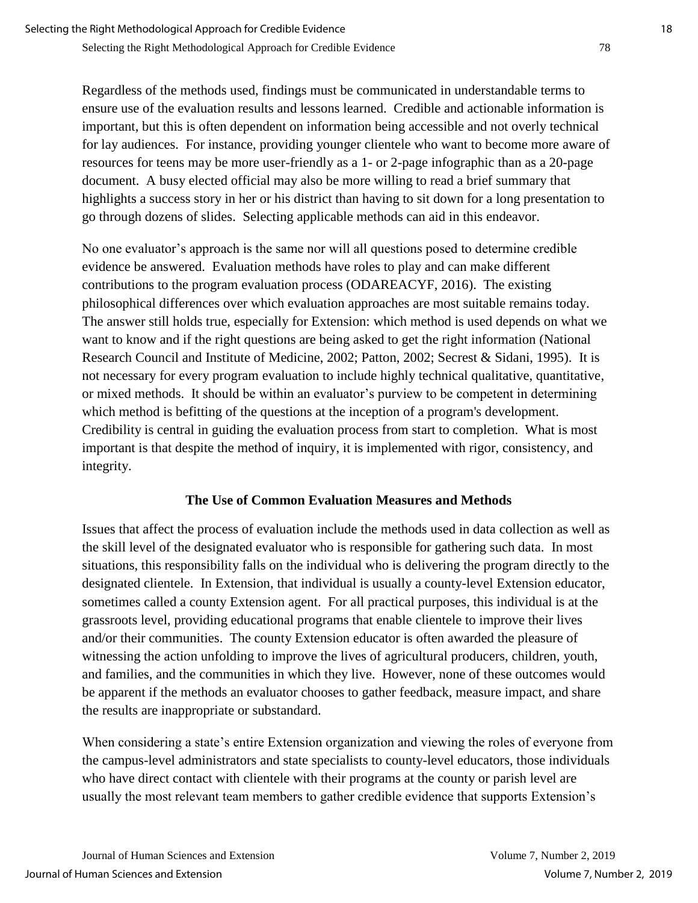Regardless of the methods used, findings must be communicated in understandable terms to ensure use of the evaluation results and lessons learned. Credible and actionable information is important, but this is often dependent on information being accessible and not overly technical for lay audiences. For instance, providing younger clientele who want to become more aware of resources for teens may be more user-friendly as a 1- or 2-page infographic than as a 20-page document. A busy elected official may also be more willing to read a brief summary that highlights a success story in her or his district than having to sit down for a long presentation to go through dozens of slides. Selecting applicable methods can aid in this endeavor.

No one evaluator's approach is the same nor will all questions posed to determine credible evidence be answered. Evaluation methods have roles to play and can make different contributions to the program evaluation process (ODAREACYF, 2016). The existing philosophical differences over which evaluation approaches are most suitable remains today. The answer still holds true, especially for Extension: which method is used depends on what we want to know and if the right questions are being asked to get the right information (National Research Council and Institute of Medicine, 2002; Patton, 2002; Secrest & Sidani, 1995). It is not necessary for every program evaluation to include highly technical qualitative, quantitative, or mixed methods. It should be within an evaluator's purview to be competent in determining which method is befitting of the questions at the inception of a program's development. Credibility is central in guiding the evaluation process from start to completion. What is most important is that despite the method of inquiry, it is implemented with rigor, consistency, and integrity.

## The Use of Common Evaluation Measures and Methods

Issues that affect the process of evaluation include the methods used in data collection as well as the skill level of the designated evaluator who is responsible for gathering such data. In most situations, this responsibility falls on the individual who is delivering the program directly to the designated clientele. In Extension, that individual is usually a county-level Extension educator, sometimes called a county Extension agent. For all practical purposes, this individual is at the grassroots level, providing educational programs that enable clientele to improve their lives and/or their communities. The county Extension educator is often awarded the pleasure of witnessing the action unfolding to improve the lives of agricultural producers, children, youth, and families, and the communities in which they live. However, none of these outcomes would be apparent if the methods an evaluator chooses to gather feedback, measure impact, and share the results are inappropriate or substandard.

When considering a state's entire Extension organization and viewing the roles of everyone from the campus-level administrators and state specialists to county-level educators, those individuals who have direct contact with clientele with their programs at the county or parish level are usually the most relevant team members to gather credible evidence that supports Extension's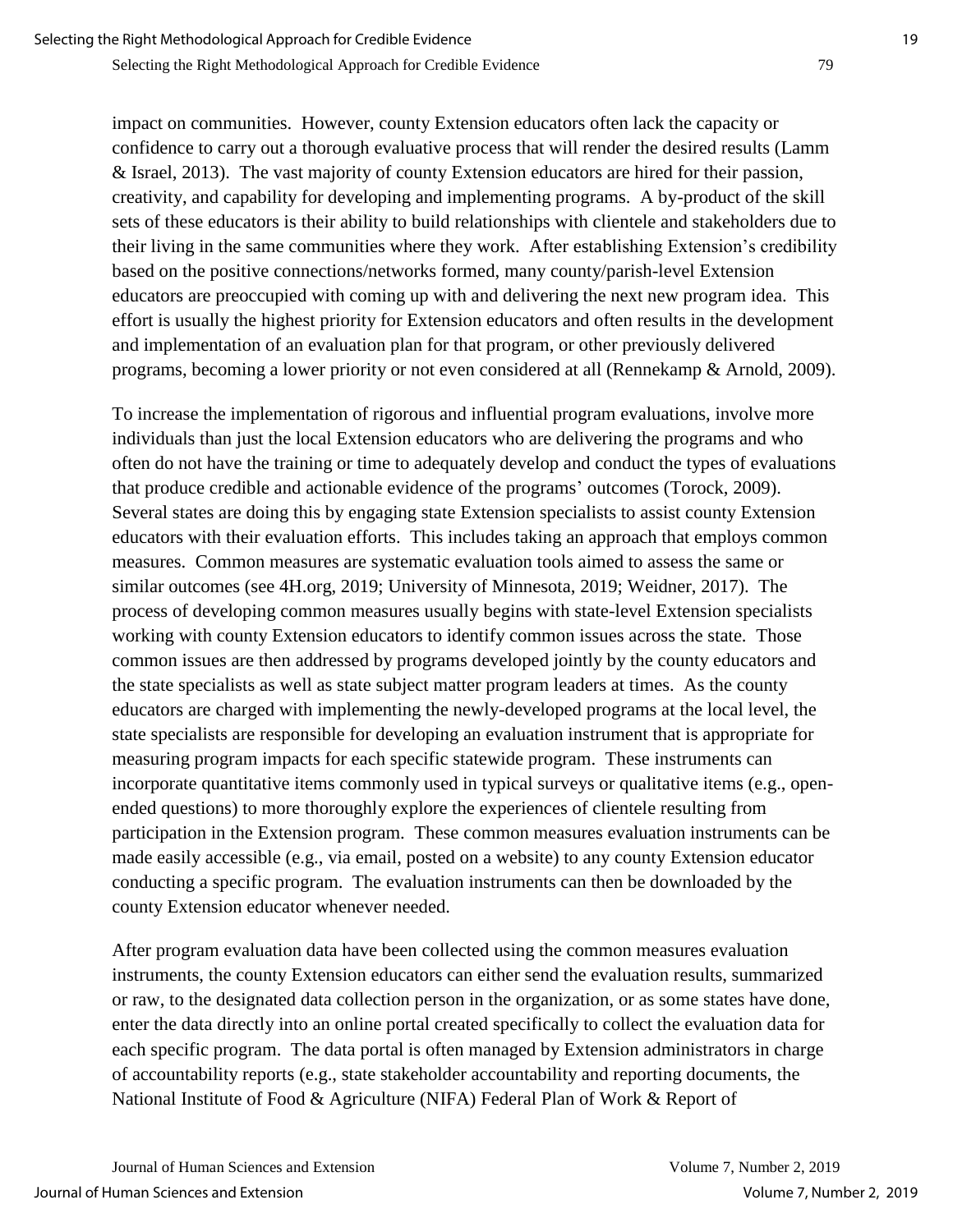impact on communities. However, county Extension educators often lack the capacity or confidence to carry out a thorough evaluative process that will render the desired results (Lamm & Israel, 2013). The vast majority of county Extension educators are hired for their passion, creativity, and capability for developing and implementing programs. A by-product of the skill sets of these educators is their ability to build relationships with clientele and stakeholders due to their living in the same communities where they work. After establishing Extension's credibility based on the positive connections/networks formed, many county/parish-level Extension educators are preoccupied with coming up with and delivering the next new program idea. This effort is usually the highest priority for Extension educators and often results in the development and implementation of an evaluation plan for that program, or other previously delivered programs, becoming a lower priority or not even considered at all (Rennekamp & Arnold, 2009).

To increase the implementation of rigorous and influential program evaluations, involve more individuals than just the local Extension educators who are delivering the programs and who often do not have the training or time to adequately develop and conduct the types of evaluations that produce credible and actionable evidence of the programs' outcomes (Torock, 2009). Several states are doing this by engaging state Extension specialists to assist county Extension educators with their evaluation efforts. This includes taking an approach that employs common measures. Common measures are systematic evaluation tools aimed to assess the same or similar outcomes (see 4H.org, 2019; University of Minnesota, 2019; Weidner, 2017). The process of developing common measures usually begins with state-level Extension specialists working with county Extension educators to identify common issues across the state. Those common issues are then addressed by programs developed jointly by the county educators and the state specialists as well as state subject matter program leaders at times. As the county educators are charged with implementing the newly-developed programs at the local level, the state specialists are responsible for developing an evaluation instrument that is appropriate for measuring program impacts for each specific statewide program. These instruments can incorporate quantitative items commonly used in typical surveys or qualitative items (e.g., open-ended questions) to more thoroughly explore the experiences of clientele resulting from participation in the Extension program. These common measures evaluation instruments can be made easily accessible (e.g., via email, posted on a website) to any county Extension educator conducting a specific program. The evaluation instruments can then be downloaded by the county Extension educator whenever needed.

After program evaluation data have been collected using the common measures evaluation instruments, the county Extension educators can either send the evaluation results, summarized or raw, to the designated data collection person in the organization, or as some states have done, enter the data directly into an online portal created specifically to collect the evaluation data for each specific program. The data portal is often managed by Extension administrators in charge of accountability reports (e.g., state stakeholder accountability and reporting documents, the National Institute of Food & Agriculture (NIFA) Federal Plan of Work & Report of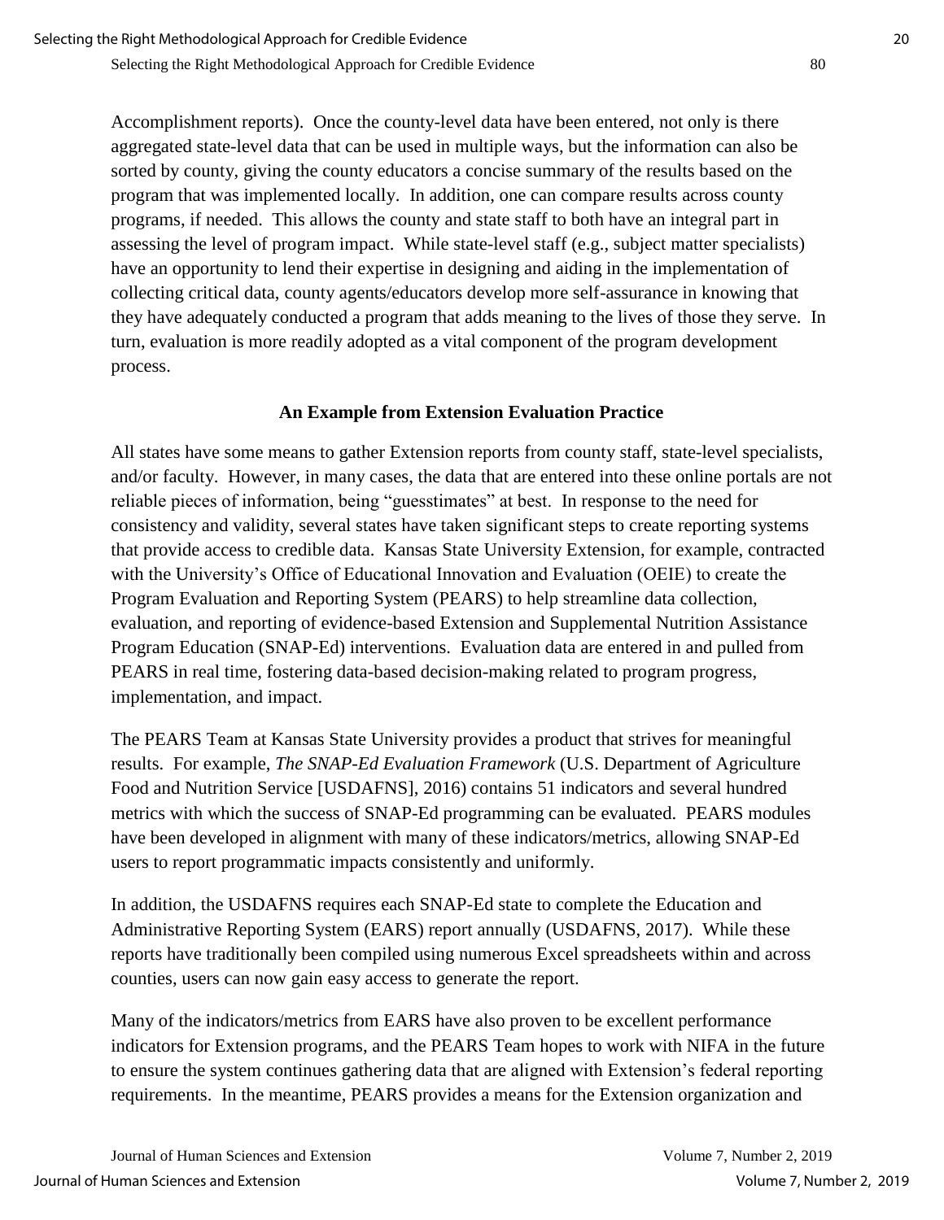Accomplishment reports). Once the county-level data have been entered, not only is there aggregated state-level data that can be used in multiple ways, but the information can also be sorted by county, giving the county educators a concise summary of the results based on the program that was implemented locally. In addition, one can compare results across county programs, if needed. This allows the county and state staff to both have an integral part in assessing the level of program impact. While state-level staff (e.g., subject matter specialists) have an opportunity to lend their expertise in designing and aiding in the implementation of collecting critical data, county agents/educators develop more self-assurance in knowing that they have adequately conducted a program that adds meaning to the lives of those they serve. In turn, evaluation is more readily adopted as a vital component of the program development process.

## An Example from Extension Evaluation Practice

All states have some means to gather Extension reports from county staff, state-level specialists, and/or faculty. However, in many cases, the data that are entered into these online portals are not reliable pieces of information, being "guesstimates" at best. In response to the need for consistency and validity, several states have taken significant steps to create reporting systems that provide access to credible data. Kansas State University Extension, for example, contracted with the University's Office of Educational Innovation and Evaluation (OEIE) to create the Program Evaluation and Reporting System (PEARS) to help streamline data collection, evaluation, and reporting of evidence-based Extension and Supplemental Nutrition Assistance Program Education (SNAP-Ed) interventions. Evaluation data are entered in and pulled from PEARS in real time, fostering data-based decision-making related to program progress, implementation, and impact.

The PEARS Team at Kansas State University provides a product that strives for meaningful results. For example, *The SNAP-Ed Evaluation Framework* (U.S. Department of Agriculture Food and Nutrition Service [USDAFNS], 2016) contains 51 indicators and several hundred metrics with which the success of SNAP-Ed programming can be evaluated. PEARS modules have been developed in alignment with many of these indicators/metrics, allowing SNAP-Ed users to report programmatic impacts consistently and uniformly.

In addition, the USDAFNS requires each SNAP-Ed state to complete the Education and Administrative Reporting System (EARS) report annually (USDAFNS, 2017). While these reports have traditionally been compiled using numerous Excel spreadsheets within and across counties, users can now gain easy access to generate the report.

Many of the indicators/metrics from EARS have also proven to be excellent performance indicators for Extension programs, and the PEARS Team hopes to work with NIFA in the future to ensure the system continues gathering data that are aligned with Extension's federal reporting requirements. In the meantime, PEARS provides a means for the Extension organization and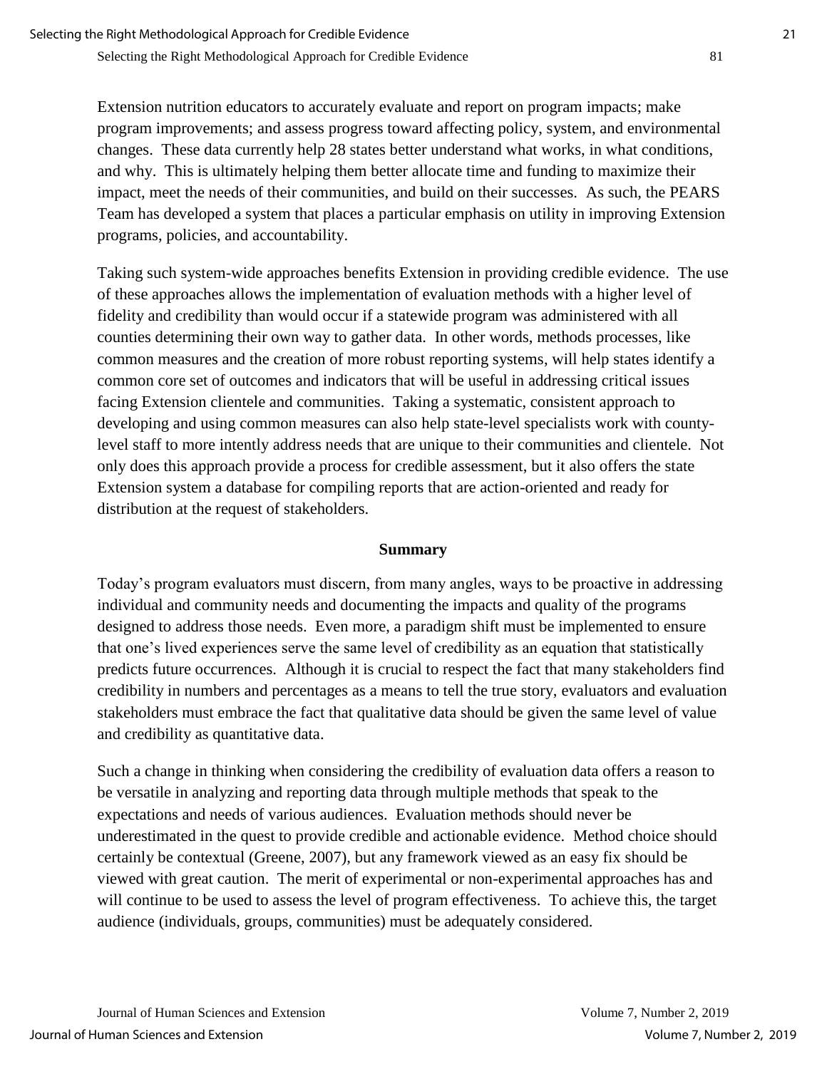Extension nutrition educators to accurately evaluate and report on program impacts; make program improvements; and assess progress toward affecting policy, system, and environmental changes. These data currently help 28 states better understand what works, in what conditions, and why. This is ultimately helping them better allocate time and funding to maximize their impact, meet the needs of their communities, and build on their successes. As such, the PEARS Team has developed a system that places a particular emphasis on utility in improving Extension programs, policies, and accountability.

Taking such system-wide approaches benefits Extension in providing credible evidence. The use of these approaches allows the implementation of evaluation methods with a higher level of fidelity and credibility than would occur if a statewide program was administered with all counties determining their own way to gather data. In other words, methods processes, like common measures and the creation of more robust reporting systems, will help states identify a common core set of outcomes and indicators that will be useful in addressing critical issues facing Extension clientele and communities. Taking a systematic, consistent approach to developing and using common measures can also help state-level specialists work with county-level staff to more intently address needs that are unique to their communities and clientele. Not only does this approach provide a process for credible assessment, but it also offers the state Extension system a database for compiling reports that are action-oriented and ready for distribution at the request of stakeholders.

## Summary

Today's program evaluators must discern, from many angles, ways to be proactive in addressing individual and community needs and documenting the impacts and quality of the programs designed to address those needs. Even more, a paradigm shift must be implemented to ensure that one's lived experiences serve the same level of credibility as an equation that statistically predicts future occurrences. Although it is crucial to respect the fact that many stakeholders find credibility in numbers and percentages as a means to tell the true story, evaluators and evaluation stakeholders must embrace the fact that qualitative data should be given the same level of value and credibility as quantitative data.

Such a change in thinking when considering the credibility of evaluation data offers a reason to be versatile in analyzing and reporting data through multiple methods that speak to the expectations and needs of various audiences. Evaluation methods should never be underestimated in the quest to provide credible and actionable evidence. Method choice should certainly be contextual (Greene, 2007), but any framework viewed as an easy fix should be viewed with great caution. The merit of experimental or non-experimental approaches has and will continue to be used to assess the level of program effectiveness. To achieve this, the target audience (individuals, groups, communities) must be adequately considered.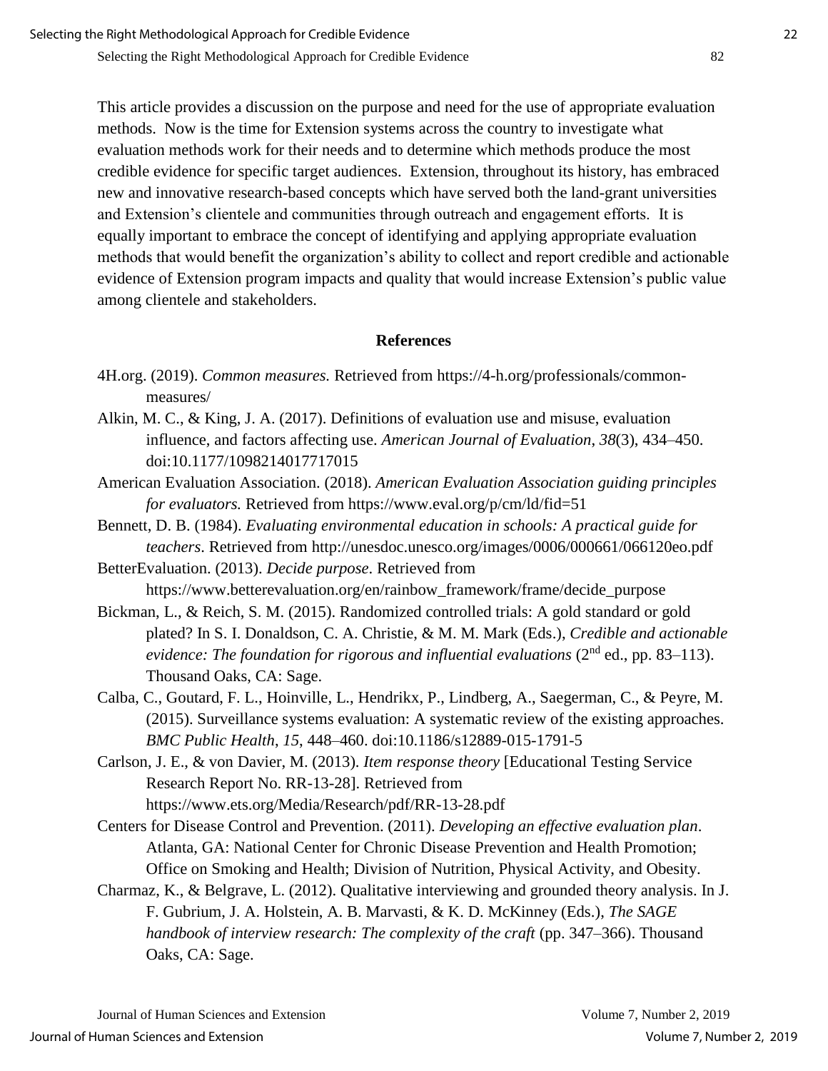This article provides a discussion on the purpose and need for the use of appropriate evaluation methods. Now is the time for Extension systems across the country to investigate what evaluation methods work for their needs and to determine which methods produce the most credible evidence for specific target audiences. Extension, throughout its history, has embraced new and innovative research-based concepts which have served both the land-grant universities and Extension's clientele and communities through outreach and engagement efforts. It is equally important to embrace the concept of identifying and applying appropriate evaluation methods that would benefit the organization's ability to collect and report credible and actionable evidence of Extension program impacts and quality that would increase Extension's public value among clientele and stakeholders.

## References

4H.org. (2019). *Common measures.* Retrieved from https://4-h.org/professionals/common-measures/

Alkin, M. C., & King, J. A. (2017). Definitions of evaluation use and misuse, evaluation influence, and factors affecting use. *American Journal of Evaluation*, *38*(3), 434–450. doi:10.1177/1098214017717015

American Evaluation Association. (2018). *American Evaluation Association guiding principles for evaluators.* Retrieved from https://www.eval.org/p/cm/ld/fid=51

Bennett, D. B. (1984). *Evaluating environmental education in schools: A practical guide for teachers*. Retrieved from http://unesdoc.unesco.org/images/0006/000661/066120eo.pdf

BetterEvaluation. (2013). *Decide purpose*. Retrieved from https://www.betterevaluation.org/en/rainbow_framework/frame/decide_purpose

Bickman, L., & Reich, S. M. (2015). Randomized controlled trials: A gold standard or gold plated? In S. I. Donaldson, C. A. Christie, & M. M. Mark (Eds.), *Credible and actionable evidence: The foundation for rigorous and influential evaluations* (2nd ed., pp. 83–113). Thousand Oaks, CA: Sage.

Calba, C., Goutard, F. L., Hoinville, L., Hendrikx, P., Lindberg, A., Saegerman, C., & Peyre, M. (2015). Surveillance systems evaluation: A systematic review of the existing approaches. *BMC Public Health*, *15*, 448–460. doi:10.1186/s12889-015-1791-5

Carlson, J. E., & von Davier, M. (2013). *Item response theory* [Educational Testing Service Research Report No. RR-13-28]. Retrieved from https://www.ets.org/Media/Research/pdf/RR-13-28.pdf

Centers for Disease Control and Prevention. (2011). *Developing an effective evaluation plan*. Atlanta, GA: National Center for Chronic Disease Prevention and Health Promotion; Office on Smoking and Health; Division of Nutrition, Physical Activity, and Obesity.

Charmaz, K., & Belgrave, L. (2012). Qualitative interviewing and grounded theory analysis. In J. F. Gubrium, J. A. Holstein, A. B. Marvasti, & K. D. McKinney (Eds.), *The SAGE handbook of interview research: The complexity of the craft* (pp. 347–366). Thousand Oaks, CA: Sage.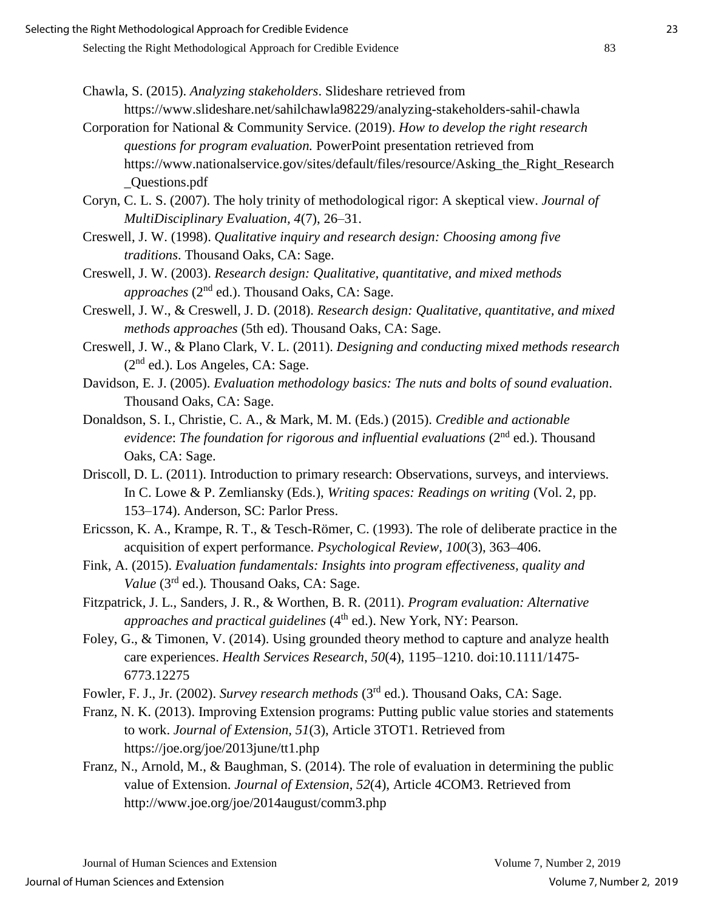Chawla, S. (2015). *Analyzing stakeholders*. Slideshare retrieved from https://www.slideshare.net/sahilchawla98229/analyzing-stakeholders-sahil-chawla

Corporation for National & Community Service. (2019). *How to develop the right research questions for program evaluation.* PowerPoint presentation retrieved from https://www.nationalservice.gov/sites/default/files/resource/Asking_the_Right_Research_Questions.pdf

Coryn, C. L. S. (2007). The holy trinity of methodological rigor: A skeptical view. *Journal of MultiDisciplinary Evaluation, 4*(7), 26–31.

Creswell, J. W. (1998). *Qualitative inquiry and research design: Choosing among five traditions*. Thousand Oaks, CA: Sage.

Creswell, J. W. (2003). *Research design: Qualitative, quantitative, and mixed methods approaches* (2nd ed.). Thousand Oaks, CA: Sage.

Creswell, J. W., & Creswell, J. D. (2018). *Research design: Qualitative, quantitative, and mixed methods approaches* (5th ed). Thousand Oaks, CA: Sage.

Creswell, J. W., & Plano Clark, V. L. (2011). *Designing and conducting mixed methods research* (2nd ed.). Los Angeles, CA: Sage.

Davidson, E. J. (2005). *Evaluation methodology basics: The nuts and bolts of sound evaluation*. Thousand Oaks, CA: Sage.

Donaldson, S. I., Christie, C. A., & Mark, M. M. (Eds.) (2015). *Credible and actionable evidence*: *The foundation for rigorous and influential evaluations* (2nd ed.). Thousand Oaks, CA: Sage.

Driscoll, D. L. (2011). Introduction to primary research: Observations, surveys, and interviews. In C. Lowe & P. Zemliansky (Eds.), *Writing spaces: Readings on writing* (Vol. 2, pp. 153–174). Anderson, SC: Parlor Press.

Ericsson, K. A., Krampe, R. T., & Tesch-Römer, C. (1993). The role of deliberate practice in the acquisition of expert performance. *Psychological Review*, *100*(3), 363–406.

Fink, A. (2015). *Evaluation fundamentals: Insights into program effectiveness, quality and Value* (3rd ed.). Thousand Oaks, CA: Sage.

Fitzpatrick, J. L., Sanders, J. R., & Worthen, B. R. (2011). *Program evaluation: Alternative approaches and practical guidelines* (4th ed.). New York, NY: Pearson.

Foley, G., & Timonen, V. (2014). Using grounded theory method to capture and analyze health care experiences. *Health Services Research, 50*(4), 1195–1210. doi:10.1111/1475-6773.12275

Fowler, F. J., Jr. (2002). *Survey research methods* (3rd ed.). Thousand Oaks, CA: Sage.

Franz, N. K. (2013). Improving Extension programs: Putting public value stories and statements to work. *Journal of Extension, 51*(3), Article 3TOT1. Retrieved from https://joe.org/joe/2013june/tt1.php

Franz, N., Arnold, M., & Baughman, S. (2014). The role of evaluation in determining the public value of Extension. *Journal of Extension*, *52*(4), Article 4COM3. Retrieved from http://www.joe.org/joe/2014august/comm3.php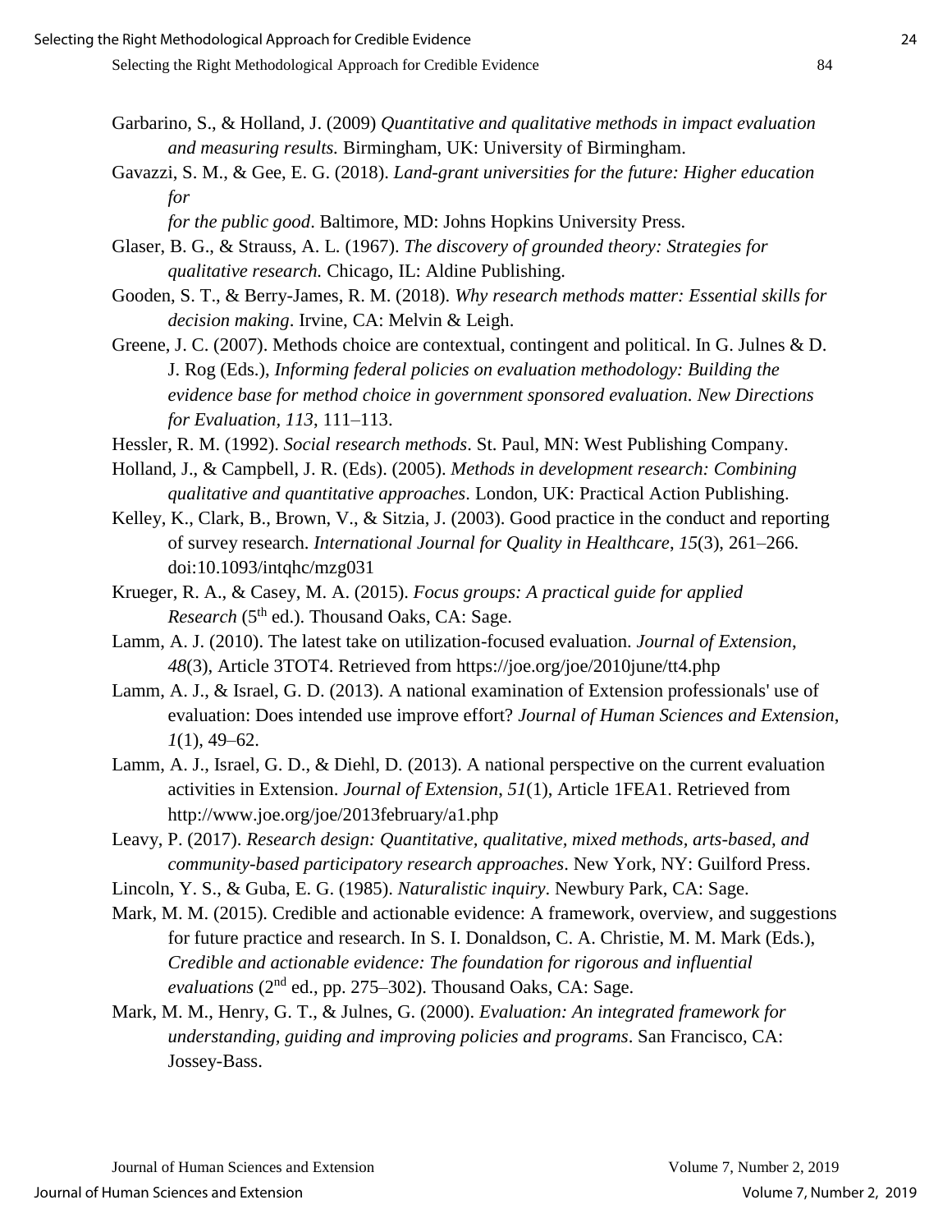Garbarino, S., & Holland, J. (2009) *Quantitative and qualitative methods in impact evaluation and measuring results.* Birmingham, UK: University of Birmingham.

Gavazzi, S. M., & Gee, E. G. (2018). *Land-grant universities for the future: Higher education for for the public good*. Baltimore, MD: Johns Hopkins University Press.

Glaser, B. G., & Strauss, A. L. (1967). *The discovery of grounded theory: Strategies for qualitative research.* Chicago, IL: Aldine Publishing.

Gooden, S. T., & Berry-James, R. M. (2018). *Why research methods matter: Essential skills for decision making*. Irvine, CA: Melvin & Leigh.

Greene, J. C. (2007). Methods choice are contextual, contingent and political. In G. Julnes & D. J. Rog (Eds.), *Informing federal policies on evaluation methodology: Building the evidence base for method choice in government sponsored evaluation. New Directions for Evaluation, 113*, 111–113.

Hessler, R. M. (1992). *Social research methods*. St. Paul, MN: West Publishing Company.

Holland, J., & Campbell, J. R. (Eds). (2005). *Methods in development research: Combining qualitative and quantitative approaches*. London, UK: Practical Action Publishing.

Kelley, K., Clark, B., Brown, V., & Sitzia, J. (2003). Good practice in the conduct and reporting of survey research. *International Journal for Quality in Healthcare*, *15*(3), 261–266. doi:10.1093/intqhc/mzg031

Krueger, R. A., & Casey, M. A. (2015). *Focus groups: A practical guide for applied Research* (5th ed.). Thousand Oaks, CA: Sage.

Lamm, A. J. (2010). The latest take on utilization-focused evaluation. *Journal of Extension*, *48*(3), Article 3TOT4. Retrieved from https://joe.org/joe/2010june/tt4.php

Lamm, A. J., & Israel, G. D. (2013). A national examination of Extension professionals' use of evaluation: Does intended use improve effort? *Journal of Human Sciences and Extension*, *1*(1), 49–62.

Lamm, A. J., Israel, G. D., & Diehl, D. (2013). A national perspective on the current evaluation activities in Extension. *Journal of Extension*, *51*(1), Article 1FEA1. Retrieved from http://www.joe.org/joe/2013february/a1.php

Leavy, P. (2017). *Research design: Quantitative, qualitative, mixed methods, arts-based, and community-based participatory research approaches*. New York, NY: Guilford Press.

Lincoln, Y. S., & Guba, E. G. (1985). *Naturalistic inquiry*. Newbury Park, CA: Sage.

Mark, M. M. (2015). Credible and actionable evidence: A framework, overview, and suggestions for future practice and research. In S. I. Donaldson, C. A. Christie, M. M. Mark (Eds.), *Credible and actionable evidence: The foundation for rigorous and influential evaluations* (2nd ed., pp. 275–302). Thousand Oaks, CA: Sage.

Mark, M. M., Henry, G. T., & Julnes, G. (2000). *Evaluation: An integrated framework for understanding, guiding and improving policies and programs*. San Francisco, CA: Jossey-Bass.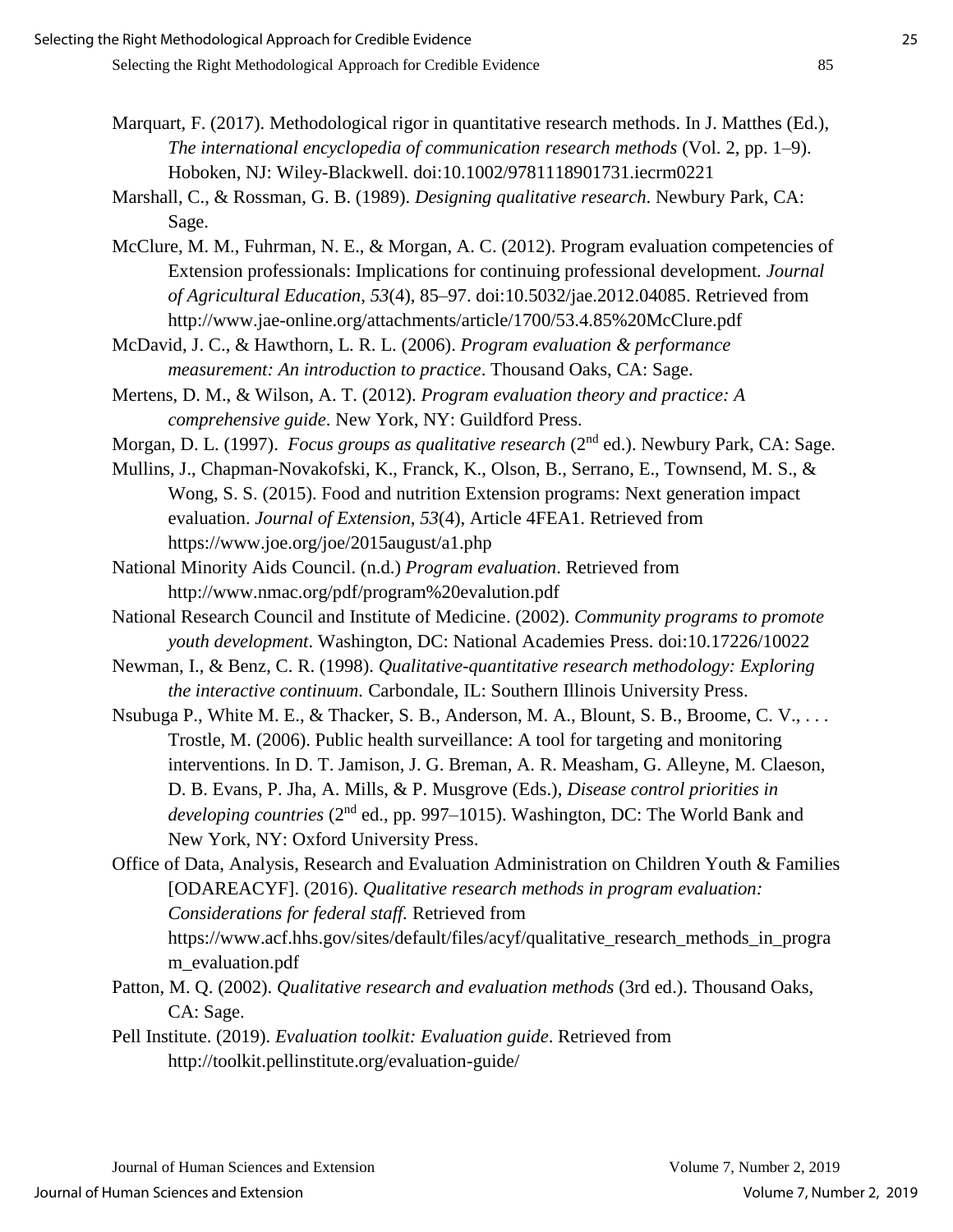Marquart, F. (2017). Methodological rigor in quantitative research methods. In J. Matthes (Ed.), *The international encyclopedia of communication research methods* (Vol. 2, pp. 1–9). Hoboken, NJ: Wiley-Blackwell. doi:10.1002/9781118901731.iecrm0221

Marshall, C., & Rossman, G. B. (1989). *Designing qualitative research.* Newbury Park, CA: Sage.

McClure, M. M., Fuhrman, N. E., & Morgan, A. C. (2012). Program evaluation competencies of Extension professionals: Implications for continuing professional development. *Journal of Agricultural Education*, *53*(4), 85–97. doi:10.5032/jae.2012.04085. Retrieved from http://www.jae-online.org/attachments/article/1700/53.4.85%20McClure.pdf

McDavid, J. C., & Hawthorn, L. R. L. (2006). *Program evaluation & performance measurement: An introduction to practice*. Thousand Oaks, CA: Sage.

Mertens, D. M., & Wilson, A. T. (2012). *Program evaluation theory and practice: A comprehensive guide*. New York, NY: Guildford Press.

Morgan, D. L. (1997). *Focus groups as qualitative research* (2nd ed.). Newbury Park, CA: Sage.

Mullins, J., Chapman-Novakofski, K., Franck, K., Olson, B., Serrano, E., Townsend, M. S., & Wong, S. S. (2015). Food and nutrition Extension programs: Next generation impact evaluation. *Journal of Extension, 53*(4), Article 4FEA1. Retrieved from https://www.joe.org/joe/2015august/a1.php

National Minority Aids Council. (n.d.) *Program evaluation*. Retrieved from http://www.nmac.org/pdf/program%20evalution.pdf

National Research Council and Institute of Medicine. (2002). *Community programs to promote youth development*. Washington, DC: National Academies Press. doi:10.17226/10022

Newman, I., & Benz, C. R. (1998). *Qualitative-quantitative research methodology: Exploring the interactive continuum.* Carbondale, IL: Southern Illinois University Press.

Nsubuga P., White M. E., & Thacker, S. B., Anderson, M. A., Blount, S. B., Broome, C. V., . . . Trostle, M. (2006). Public health surveillance: A tool for targeting and monitoring interventions. In D. T. Jamison, J. G. Breman, A. R. Measham, G. Alleyne, M. Claeson, D. B. Evans, P. Jha, A. Mills, & P. Musgrove (Eds.), *Disease control priorities in developing countries* (2nd ed., pp. 997–1015). Washington, DC: The World Bank and New York, NY: Oxford University Press.

Office of Data, Analysis, Research and Evaluation Administration on Children Youth & Families [ODAREACYF]. (2016). *Qualitative research methods in program evaluation: Considerations for federal staff.* Retrieved from https://www.acf.hhs.gov/sites/default/files/acyf/qualitative_research_methods_in_program_evaluation.pdf

Patton, M. Q. (2002). *Qualitative research and evaluation methods* (3rd ed.). Thousand Oaks, CA: Sage.

Pell Institute. (2019). *Evaluation toolkit: Evaluation guide*. Retrieved from http://toolkit.pellinstitute.org/evaluation-guide/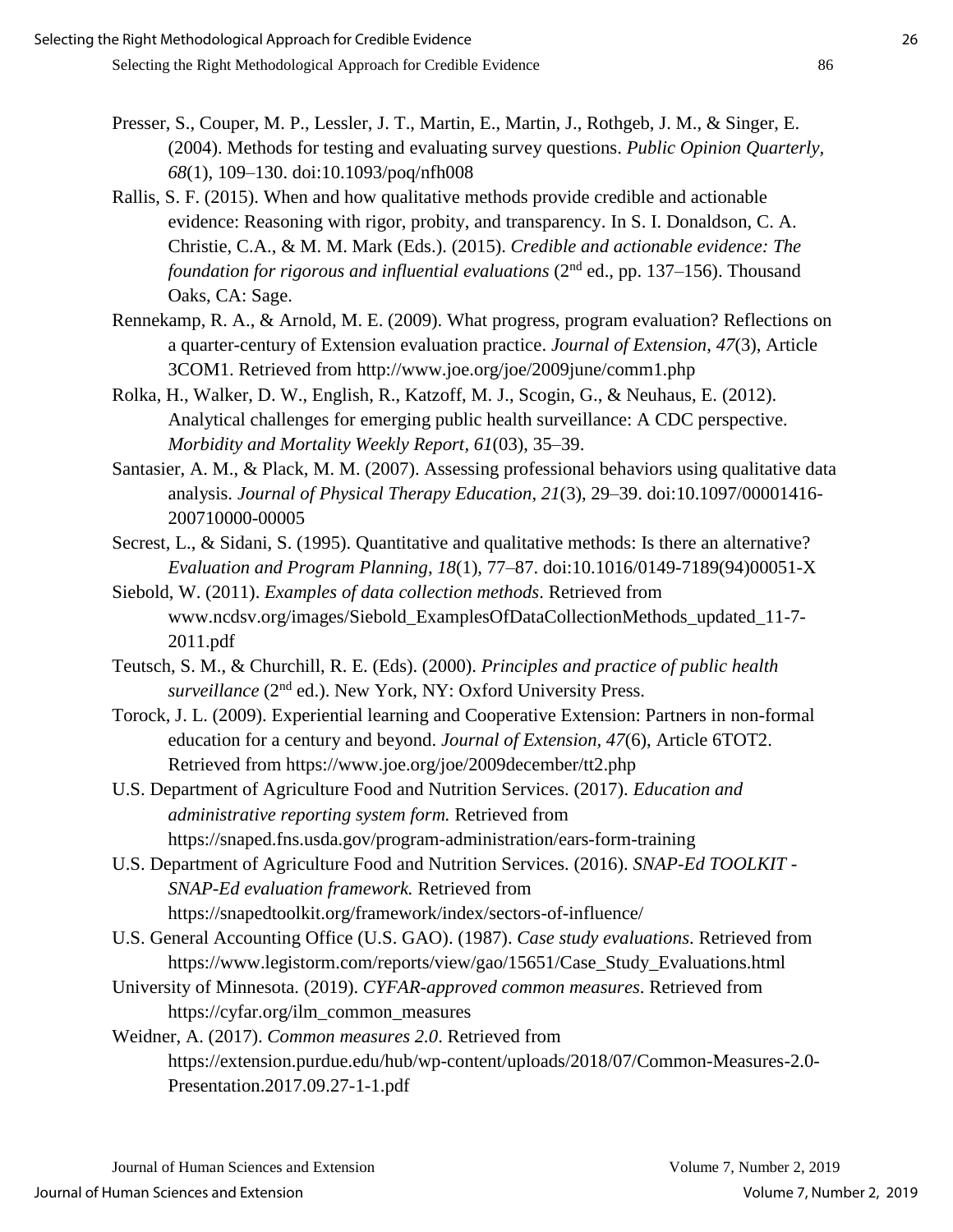Presser, S., Couper, M. P., Lessler, J. T., Martin, E., Martin, J., Rothgeb, J. M., & Singer, E. (2004). Methods for testing and evaluating survey questions. *Public Opinion Quarterly, 68*(1), 109–130. doi:10.1093/poq/nfh008

Rallis, S. F. (2015). When and how qualitative methods provide credible and actionable evidence: Reasoning with rigor, probity, and transparency. In S. I. Donaldson, C. A. Christie, C.A., & M. M. Mark (Eds.). (2015). *Credible and actionable evidence: The foundation for rigorous and influential evaluations* (2nd ed., pp. 137–156). Thousand Oaks, CA: Sage.

Rennekamp, R. A., & Arnold, M. E. (2009). What progress, program evaluation? Reflections on a quarter-century of Extension evaluation practice. *Journal of Extension*, *47*(3), Article 3COM1. Retrieved from http://www.joe.org/joe/2009june/comm1.php

Rolka, H., Walker, D. W., English, R., Katzoff, M. J., Scogin, G., & Neuhaus, E. (2012). Analytical challenges for emerging public health surveillance: A CDC perspective. *Morbidity and Mortality Weekly Report*, *61*(03), 35–39.

Santasier, A. M., & Plack, M. M. (2007). Assessing professional behaviors using qualitative data analysis. *Journal of Physical Therapy Education*, *21*(3), 29–39. doi:10.1097/00001416-200710000-00005

Secrest, L., & Sidani, S. (1995). Quantitative and qualitative methods: Is there an alternative? *Evaluation and Program Planning*, *18*(1), 77–87. doi:10.1016/0149-7189(94)00051-X

Siebold, W. (2011). *Examples of data collection methods*. Retrieved from www.ncdsv.org/images/Siebold_ExamplesOfDataCollectionMethods_updated_11-7-2011.pdf

Teutsch, S. M., & Churchill, R. E. (Eds). (2000). *Principles and practice of public health surveillance* (2nd ed.). New York, NY: Oxford University Press.

Torock, J. L. (2009). Experiential learning and Cooperative Extension: Partners in non-formal education for a century and beyond. *Journal of Extension*, *47*(6), Article 6TOT2. Retrieved from https://www.joe.org/joe/2009december/tt2.php

U.S. Department of Agriculture Food and Nutrition Services. (2017). *Education and administrative reporting system form.* Retrieved from https://snaped.fns.usda.gov/program-administration/ears-form-training

U.S. Department of Agriculture Food and Nutrition Services. (2016). *SNAP-Ed TOOLKIT - SNAP-Ed evaluation framework.* Retrieved from https://snapedtoolkit.org/framework/index/sectors-of-influence/

U.S. General Accounting Office (U.S. GAO). (1987). *Case study evaluations*. Retrieved from https://www.legistorm.com/reports/view/gao/15651/Case_Study_Evaluations.html

University of Minnesota. (2019). *CYFAR-approved common measures*. Retrieved from https://cyfar.org/ilm_common_measures

Weidner, A. (2017). *Common measures 2.0*. Retrieved from https://extension.purdue.edu/hub/wp-content/uploads/2018/07/Common-Measures-2.0-Presentation.2017.09.27-1-1.pdf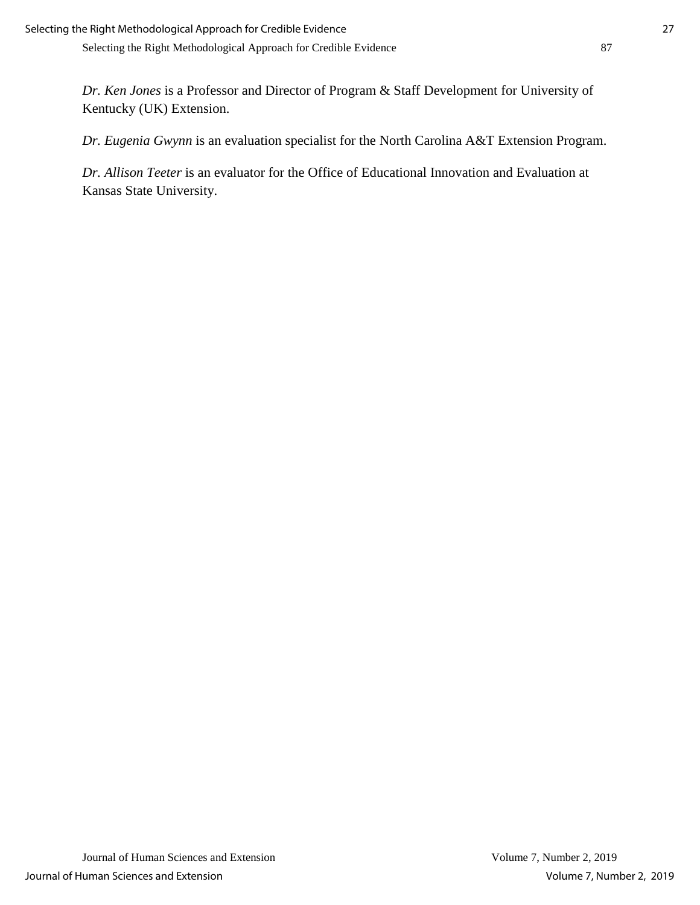*Dr. Ken Jones* is a Professor and Director of Program & Staff Development for University of Kentucky (UK) Extension.

*Dr. Eugenia Gwynn* is an evaluation specialist for the North Carolina A&T Extension Program.

*Dr. Allison Teeter* is an evaluator for the Office of Educational Innovation and Evaluation at Kansas State University.